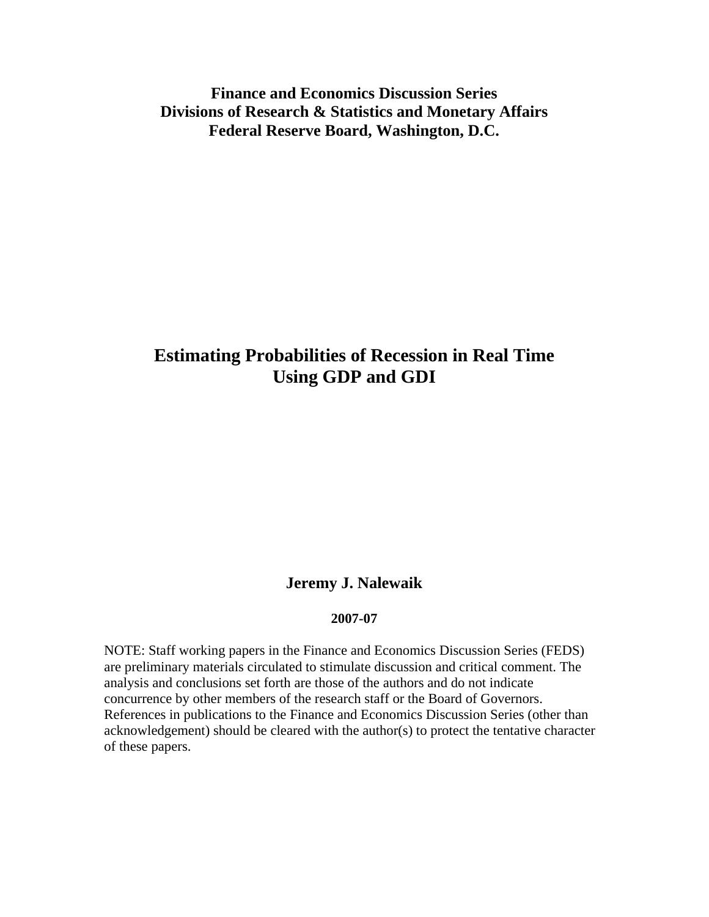**Finance and Economics Discussion Series**
**Divisions of Research & Statistics and Monetary Affairs**
**Federal Reserve Board, Washington, D.C.**

# Estimating Probabilities of Recession in Real Time Using GDP and GDI

**Jeremy J. Nalewaik**

**2007-07**

NOTE: Staff working papers in the Finance and Economics Discussion Series (FEDS) are preliminary materials circulated to stimulate discussion and critical comment. The analysis and conclusions set forth are those of the authors and do not indicate concurrence by other members of the research staff or the Board of Governors. References in publications to the Finance and Economics Discussion Series (other than acknowledgement) should be cleared with the author(s) to protect the tentative character of these papers.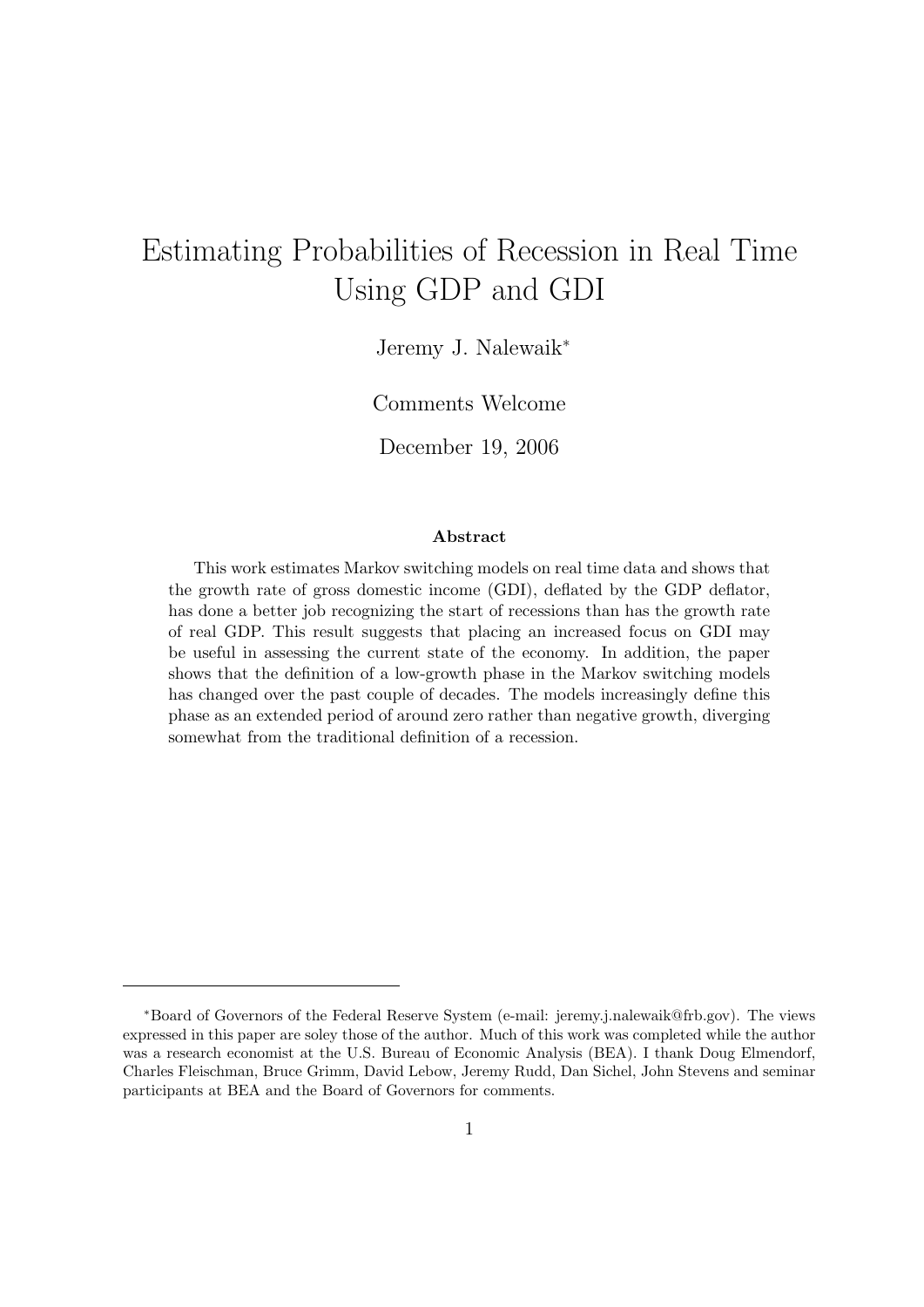# Estimating Probabilities of Recession in Real Time Using GDP and GDI

Jeremy J. Nalewaik[*]

Comments Welcome

December 19, 2006

### Abstract

This work estimates Markov switching models on real time data and shows that the growth rate of gross domestic income (GDI), deflated by the GDP deflator, has done a better job recognizing the start of recessions than has the growth rate of real GDP. This result suggests that placing an increased focus on GDI may be useful in assessing the current state of the economy. In addition, the paper shows that the definition of a low-growth phase in the Markov switching models has changed over the past couple of decades. The models increasingly define this phase as an extended period of around zero rather than negative growth, diverging somewhat from the traditional definition of a recession.

---

[*]Board of Governors of the Federal Reserve System (e-mail: jeremy.j.nalewaik@frb.gov). The views expressed in this paper are soley those of the author. Much of this work was completed while the author was a research economist at the U.S. Bureau of Economic Analysis (BEA). I thank Doug Elmendorf, Charles Fleischman, Bruce Grimm, David Lebow, Jeremy Rudd, Dan Sichel, John Stevens and seminar participants at BEA and the Board of Governors for comments.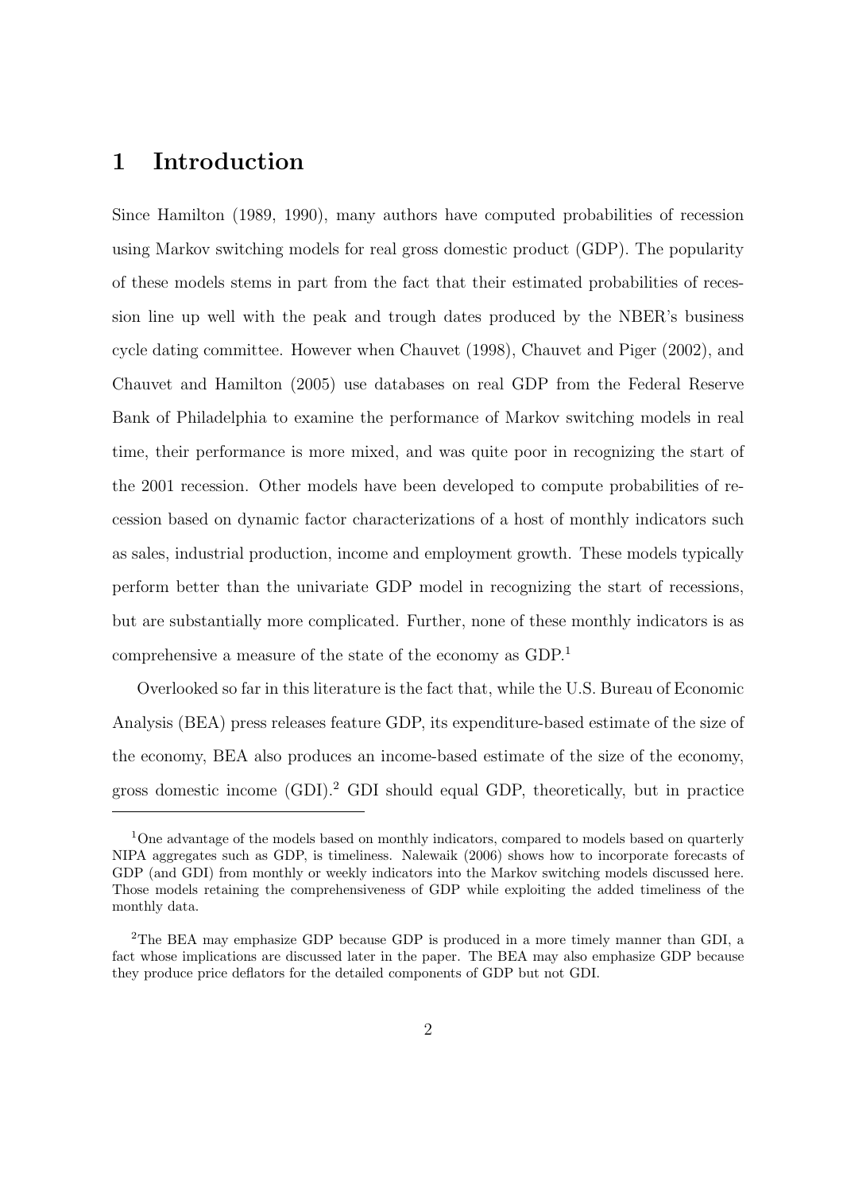# 1 Introduction

Since Hamilton (1989, 1990), many authors have computed probabilities of recession using Markov switching models for real gross domestic product (GDP). The popularity of these models stems in part from the fact that their estimated probabilities of recession line up well with the peak and trough dates produced by the NBER's business cycle dating committee. However when Chauvet (1998), Chauvet and Piger (2002), and Chauvet and Hamilton (2005) use databases on real GDP from the Federal Reserve Bank of Philadelphia to examine the performance of Markov switching models in real time, their performance is more mixed, and was quite poor in recognizing the start of the 2001 recession. Other models have been developed to compute probabilities of recession based on dynamic factor characterizations of a host of monthly indicators such as sales, industrial production, income and employment growth. These models typically perform better than the univariate GDP model in recognizing the start of recessions, but are substantially more complicated. Further, none of these monthly indicators is as comprehensive a measure of the state of the economy as GDP.[1]

Overlooked so far in this literature is the fact that, while the U.S. Bureau of Economic Analysis (BEA) press releases feature GDP, its expenditure-based estimate of the size of the economy, BEA also produces an income-based estimate of the size of the economy, gross domestic income (GDI).[2] GDI should equal GDP, theoretically, but in practice

[1] One advantage of the models based on monthly indicators, compared to models based on quarterly NIPA aggregates such as GDP, is timeliness. Nalewaik (2006) shows how to incorporate forecasts of GDP (and GDI) from monthly or weekly indicators into the Markov switching models discussed here. Those models retaining the comprehensiveness of GDP while exploiting the added timeliness of the monthly data.

[2] The BEA may emphasize GDP because GDP is produced in a more timely manner than GDI, a fact whose implications are discussed later in the paper. The BEA may also emphasize GDP because they produce price deflators for the detailed components of GDP but not GDI.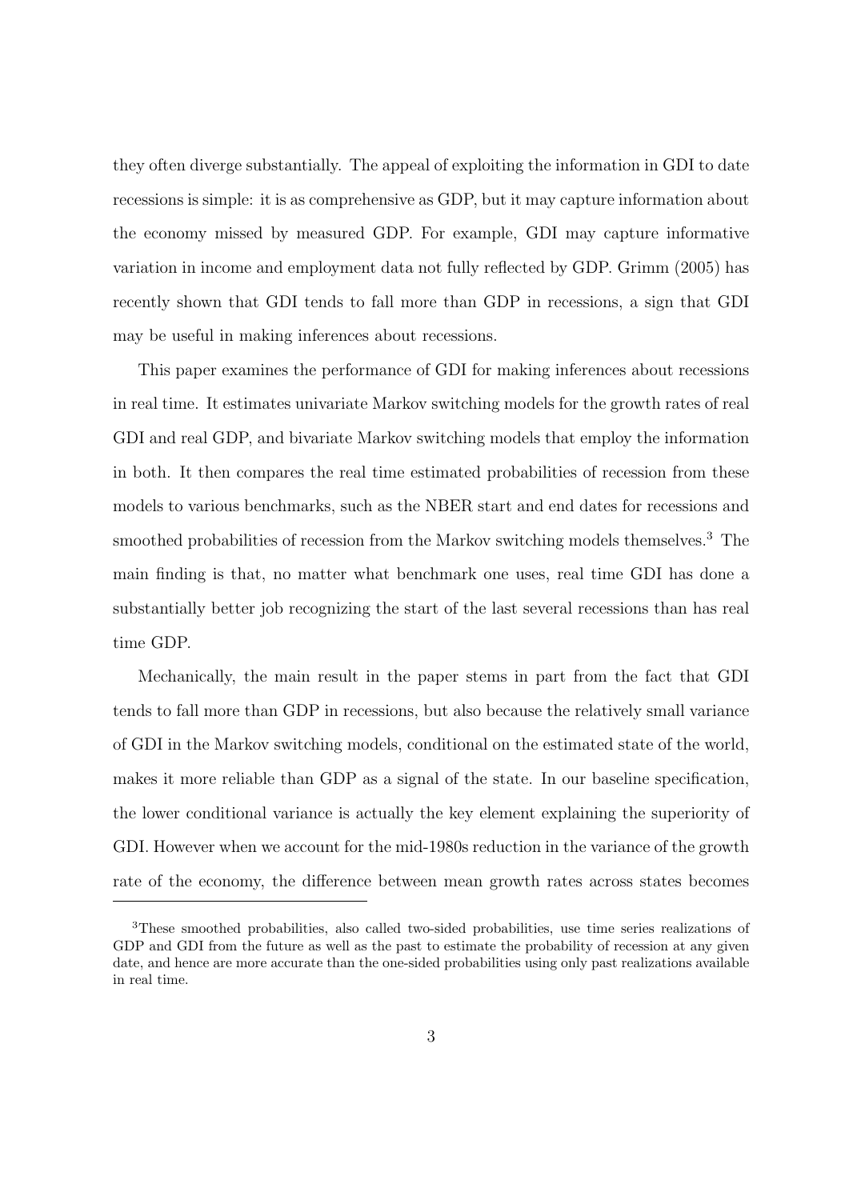they often diverge substantially. The appeal of exploiting the information in GDI to date recessions is simple: it is as comprehensive as GDP, but it may capture information about the economy missed by measured GDP. For example, GDI may capture informative variation in income and employment data not fully reflected by GDP. Grimm (2005) has recently shown that GDI tends to fall more than GDP in recessions, a sign that GDI may be useful in making inferences about recessions.

This paper examines the performance of GDI for making inferences about recessions in real time. It estimates univariate Markov switching models for the growth rates of real GDI and real GDP, and bivariate Markov switching models that employ the information in both. It then compares the real time estimated probabilities of recession from these models to various benchmarks, such as the NBER start and end dates for recessions and smoothed probabilities of recession from the Markov switching models themselves.[3] The main finding is that, no matter what benchmark one uses, real time GDI has done a substantially better job recognizing the start of the last several recessions than has real time GDP.

Mechanically, the main result in the paper stems in part from the fact that GDI tends to fall more than GDP in recessions, but also because the relatively small variance of GDI in the Markov switching models, conditional on the estimated state of the world, makes it more reliable than GDP as a signal of the state. In our baseline specification, the lower conditional variance is actually the key element explaining the superiority of GDI. However when we account for the mid-1980s reduction in the variance of the growth rate of the economy, the difference between mean growth rates across states becomes

[3] These smoothed probabilities, also called two-sided probabilities, use time series realizations of GDP and GDI from the future as well as the past to estimate the probability of recession at any given date, and hence are more accurate than the one-sided probabilities using only past realizations available in real time.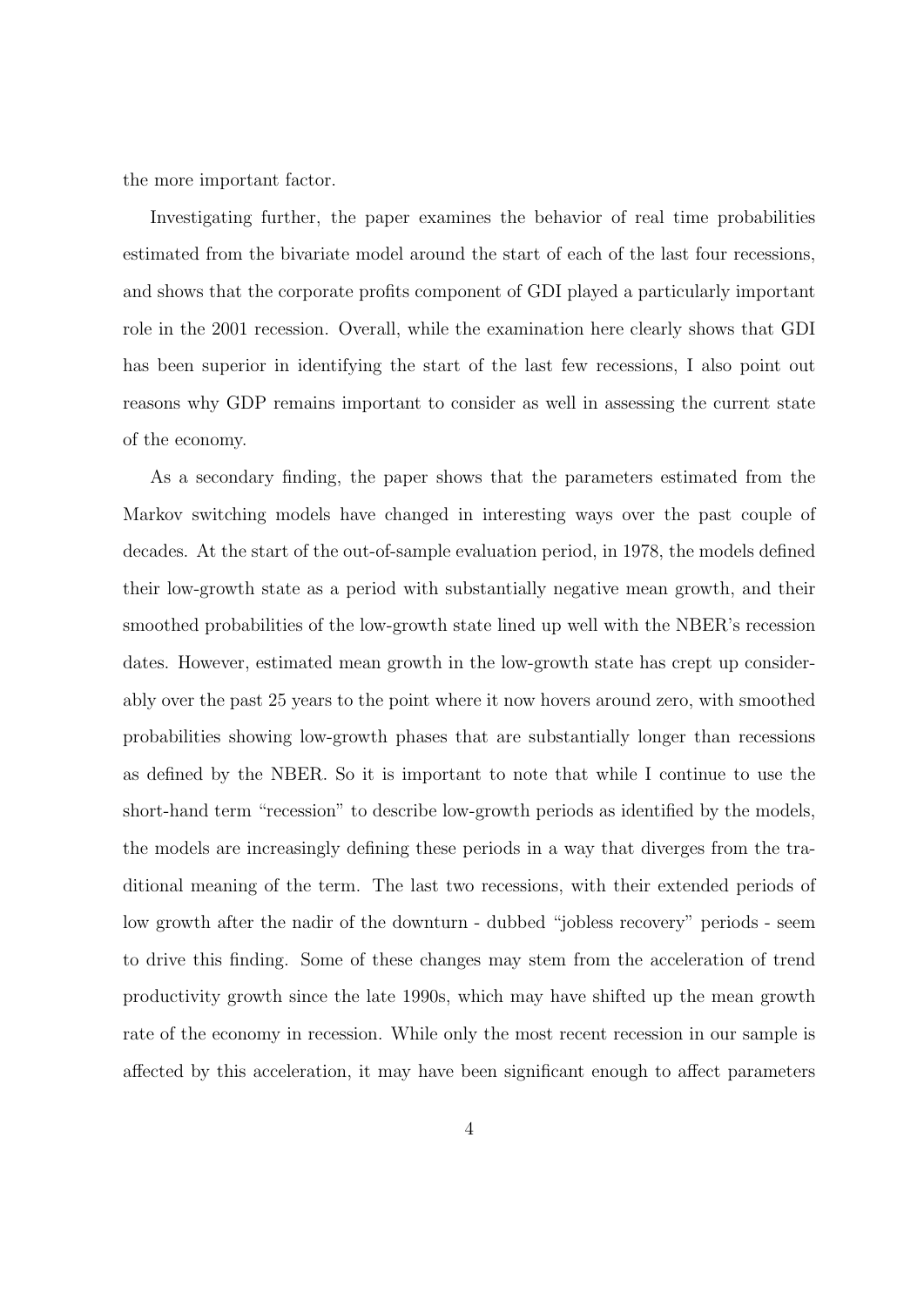the more important factor.

Investigating further, the paper examines the behavior of real time probabilities estimated from the bivariate model around the start of each of the last four recessions, and shows that the corporate profits component of GDI played a particularly important role in the 2001 recession. Overall, while the examination here clearly shows that GDI has been superior in identifying the start of the last few recessions, I also point out reasons why GDP remains important to consider as well in assessing the current state of the economy.

As a secondary finding, the paper shows that the parameters estimated from the Markov switching models have changed in interesting ways over the past couple of decades. At the start of the out-of-sample evaluation period, in 1978, the models defined their low-growth state as a period with substantially negative mean growth, and their smoothed probabilities of the low-growth state lined up well with the NBER's recession dates. However, estimated mean growth in the low-growth state has crept up considerably over the past 25 years to the point where it now hovers around zero, with smoothed probabilities showing low-growth phases that are substantially longer than recessions as defined by the NBER. So it is important to note that while I continue to use the short-hand term "recession" to describe low-growth periods as identified by the models, the models are increasingly defining these periods in a way that diverges from the traditional meaning of the term. The last two recessions, with their extended periods of low growth after the nadir of the downturn - dubbed "jobless recovery" periods - seem to drive this finding. Some of these changes may stem from the acceleration of trend productivity growth since the late 1990s, which may have shifted up the mean growth rate of the economy in recession. While only the most recent recession in our sample is affected by this acceleration, it may have been significant enough to affect parameters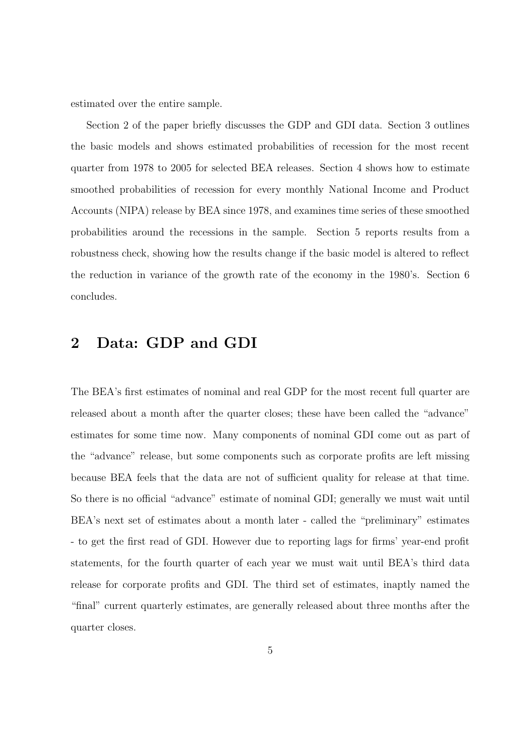estimated over the entire sample.

Section 2 of the paper briefly discusses the GDP and GDI data. Section 3 outlines the basic models and shows estimated probabilities of recession for the most recent quarter from 1978 to 2005 for selected BEA releases. Section 4 shows how to estimate smoothed probabilities of recession for every monthly National Income and Product Accounts (NIPA) release by BEA since 1978, and examines time series of these smoothed probabilities around the recessions in the sample. Section 5 reports results from a robustness check, showing how the results change if the basic model is altered to reflect the reduction in variance of the growth rate of the economy in the 1980's. Section 6 concludes.

## 2 Data: GDP and GDI

The BEA's first estimates of nominal and real GDP for the most recent full quarter are released about a month after the quarter closes; these have been called the "advance" estimates for some time now. Many components of nominal GDI come out as part of the "advance" release, but some components such as corporate profits are left missing because BEA feels that the data are not of sufficient quality for release at that time. So there is no official "advance" estimate of nominal GDI; generally we must wait until BEA's next set of estimates about a month later - called the "preliminary" estimates - to get the first read of GDI. However due to reporting lags for firms' year-end profit statements, for the fourth quarter of each year we must wait until BEA's third data release for corporate profits and GDI. The third set of estimates, inaptly named the "final" current quarterly estimates, are generally released about three months after the quarter closes.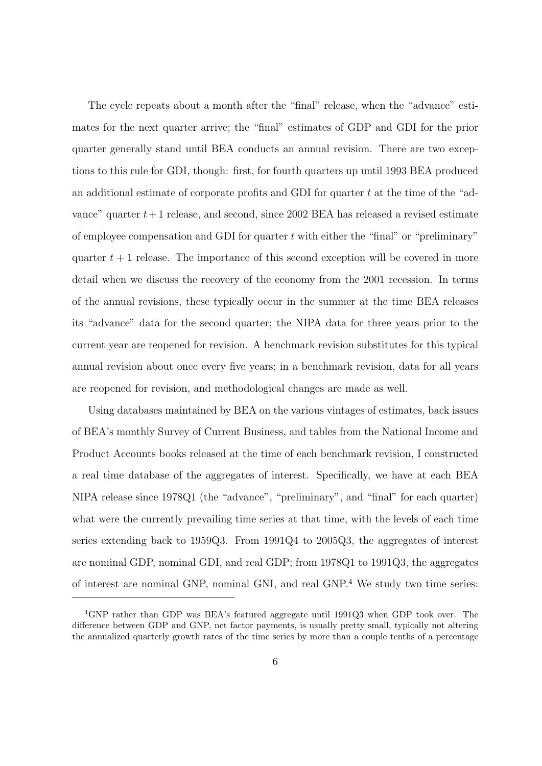The cycle repeats about a month after the "final" release, when the "advance" estimates for the next quarter arrive; the "final" estimates of GDP and GDI for the prior quarter generally stand until BEA conducts an annual revision. There are two exceptions to this rule for GDI, though: first, for fourth quarters up until 1993 BEA produced an additional estimate of corporate profits and GDI for quarter $t$ at the time of the "advance" quarter $t+1$ release, and second, since 2002 BEA has released a revised estimate of employee compensation and GDI for quarter $t$ with either the "final" or "preliminary" quarter $t+1$ release. The importance of this second exception will be covered in more detail when we discuss the recovery of the economy from the 2001 recession. In terms of the annual revisions, these typically occur in the summer at the time BEA releases its "advance" data for the second quarter; the NIPA data for three years prior to the current year are reopened for revision. A benchmark revision substitutes for this typical annual revision about once every five years; in a benchmark revision, data for all years are reopened for revision, and methodological changes are made as well.

Using databases maintained by BEA on the various vintages of estimates, back issues of BEA's monthly Survey of Current Business, and tables from the National Income and Product Accounts books released at the time of each benchmark revision, I constructed a real time database of the aggregates of interest. Specifically, we have at each BEA NIPA release since 1978Q1 (the "advance", "preliminary", and "final" for each quarter) what were the currently prevailing time series at that time, with the levels of each time series extending back to 1959Q3. From 1991Q4 to 2005Q3, the aggregates of interest are nominal GDP, nominal GDI, and real GDP; from 1978Q1 to 1991Q3, the aggregates of interest are nominal GNP, nominal GNI, and real GNP.[4] We study two time series:

[4] GNP rather than GDP was BEA's featured aggregate until 1991Q3 when GDP took over. The difference between GDP and GNP, net factor payments, is usually pretty small, typically not altering the annualized quarterly growth rates of the time series by more than a couple tenths of a percentage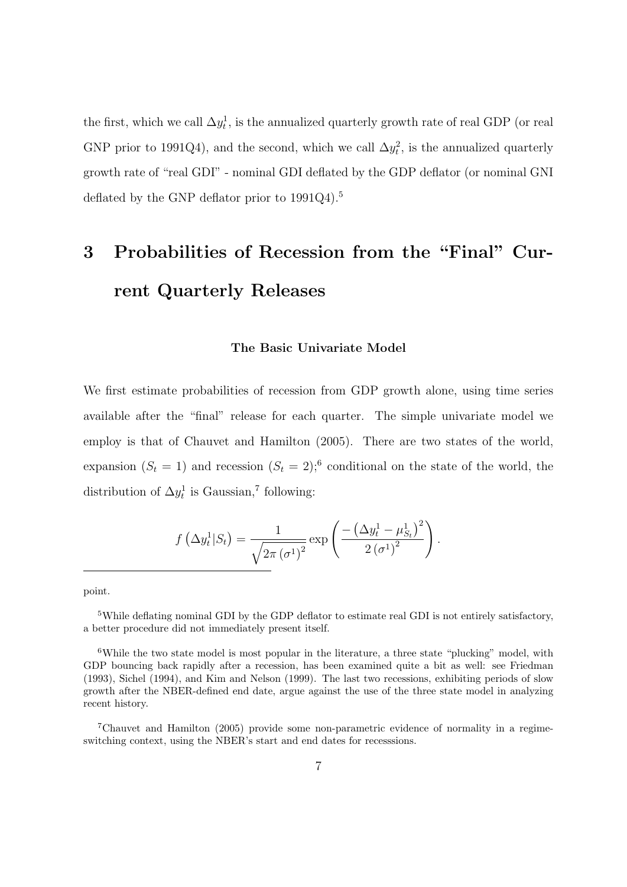the first, which we call $\Delta y_t^1$, is the annualized quarterly growth rate of real GDP (or real GNP prior to 1991Q4), and the second, which we call $\Delta y_t^2$, is the annualized quarterly growth rate of "real GDI" - nominal GDI deflated by the GDP deflator (or nominal GNI deflated by the GNP deflator prior to 1991Q4).[5]

## 3 Probabilities of Recession from the "Final" Current Quarterly Releases

### The Basic Univariate Model

We first estimate probabilities of recession from GDP growth alone, using time series available after the "final" release for each quarter. The simple univariate model we employ is that of Chauvet and Hamilton (2005). There are two states of the world, expansion ($S_t = 1$) and recession ($S_t = 2$);[6] conditional on the state of the world, the distribution of $\Delta y_t^1$ is Gaussian,[7] following:

$$f\left(\Delta y_t^1 | S_t\right) = \frac{1}{\sqrt{2\pi \left(\sigma^1\right)^2}} \exp\left(\frac{-\left(\Delta y_t^1 - \mu_{S_t}^1\right)^2}{2\left(\sigma^1\right)^2}\right).$$

---

point.

[5] While deflating nominal GDI by the GDP deflator to estimate real GDI is not entirely satisfactory, a better procedure did not immediately present itself.

[6] While the two state model is most popular in the literature, a three state "plucking" model, with GDP bouncing back rapidly after a recession, has been examined quite a bit as well: see Friedman (1993), Sichel (1994), and Kim and Nelson (1999). The last two recessions, exhibiting periods of slow growth after the NBER-defined end date, argue against the use of the three state model in analyzing recent history.

[7] Chauvet and Hamilton (2005) provide some non-parametric evidence of normality in a regime-switching context, using the NBER's start and end dates for recesssions.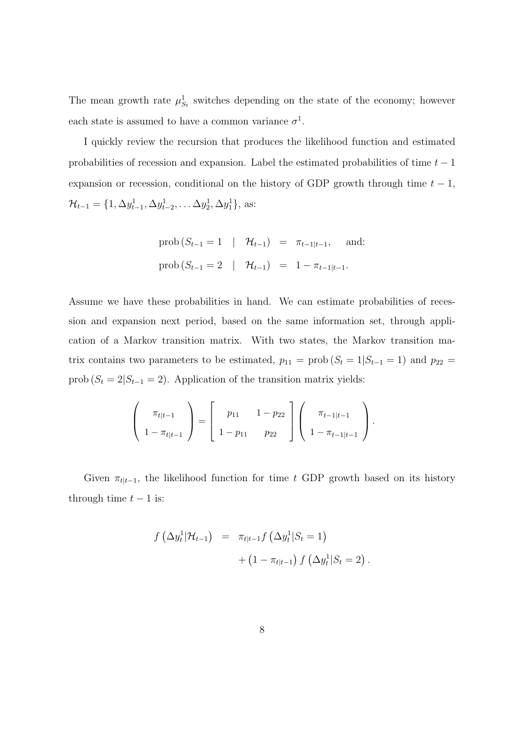The mean growth rate $\mu^1_{S_t}$ switches depending on the state of the economy; however each state is assumed to have a common variance $\sigma^1$.

I quickly review the recursion that produces the likelihood function and estimated probabilities of recession and expansion. Label the estimated probabilities of time $t-1$ expansion or recession, conditional on the history of GDP growth through time $t-1$, $\mathcal{H}_{t-1} = \{1, \Delta y^1_{t-1}, \Delta y^1_{t-2}, \ldots \Delta y^1_2, \Delta y^1_1\}$, as:

$$
\begin{aligned}
\text{prob}\left(S_{t-1} = 1 \quad | \quad \mathcal{H}_{t-1}\right) &= \pi_{t-1|t-1}, \qquad \text{and:} \\
\text{prob}\left(S_{t-1} = 2 \quad | \quad \mathcal{H}_{t-1}\right) &= 1 - \pi_{t-1|t-1}.
\end{aligned}
$$

Assume we have these probabilities in hand. We can estimate probabilities of recession and expansion next period, based on the same information set, through application of a Markov transition matrix. With two states, the Markov transition matrix contains two parameters to be estimated, $p_{11} = \text{prob}\left(S_t = 1 | S_{t-1} = 1\right)$ and $p_{22} = \text{prob}\left(S_t = 2 | S_{t-1} = 2\right)$. Application of the transition matrix yields:

$$
\begin{pmatrix} \pi_{t|t-1} \\ 1 - \pi_{t|t-1} \end{pmatrix} = \begin{bmatrix} p_{11} & 1 - p_{22} \\ 1 - p_{11} & p_{22} \end{bmatrix} \begin{pmatrix} \pi_{t-1|t-1} \\ 1 - \pi_{t-1|t-1} \end{pmatrix}.
$$

Given $\pi_{t|t-1}$, the likelihood function for time $t$ GDP growth based on its history through time $t-1$ is:

$$
\begin{aligned}
f\left(\Delta y^1_t | \mathcal{H}_{t-1}\right) &= \pi_{t|t-1} f\left(\Delta y^1_t | S_t = 1\right) \\
&\quad + \left(1 - \pi_{t|t-1}\right) f\left(\Delta y^1_t | S_t = 2\right).
\end{aligned}
$$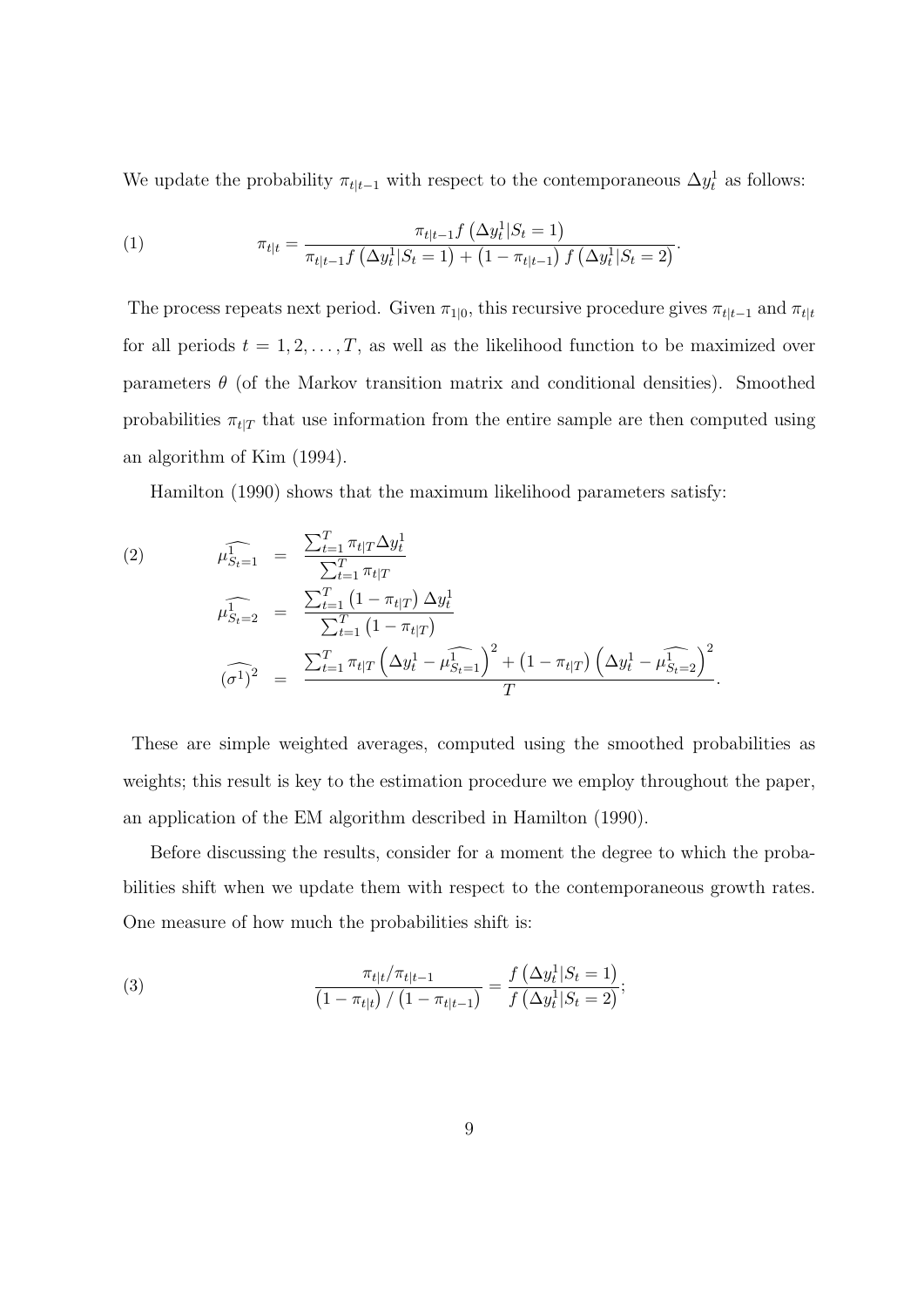We update the probability $\pi_{t|t-1}$ with respect to the contemporaneous $\Delta y_t^1$ as follows:

$$\pi_{t|t} = \frac{\pi_{t|t-1} f\left(\Delta y_t^1 | S_t = 1\right)}{\pi_{t|t-1} f\left(\Delta y_t^1 | S_t = 1\right) + \left(1 - \pi_{t|t-1}\right) f\left(\Delta y_t^1 | S_t = 2\right)}. \tag{1}$$

The process repeats next period. Given $\pi_{1|0}$, this recursive procedure gives $\pi_{t|t-1}$ and $\pi_{t|t}$ for all periods $t = 1, 2, \ldots, T$, as well as the likelihood function to be maximized over parameters $\theta$ (of the Markov transition matrix and conditional densities). Smoothed probabilities $\pi_{t|T}$ that use information from the entire sample are then computed using an algorithm of Kim (1994).

Hamilton (1990) shows that the maximum likelihood parameters satisfy:

$$\begin{aligned}
\widehat{\mu^1_{S_t=1}} &= \frac{\sum_{t=1}^T \pi_{t|T} \Delta y_t^1}{\sum_{t=1}^T \pi_{t|T}} \\
\widehat{\mu^1_{S_t=2}} &= \frac{\sum_{t=1}^T \left(1 - \pi_{t|T}\right) \Delta y_t^1}{\sum_{t=1}^T \left(1 - \pi_{t|T}\right)} \\
\widehat{\left(\sigma^1\right)^2} &= \frac{\sum_{t=1}^T \pi_{t|T} \left(\Delta y_t^1 - \widehat{\mu^1_{S_t=1}}\right)^2 + \left(1 - \pi_{t|T}\right) \left(\Delta y_t^1 - \widehat{\mu^1_{S_t=2}}\right)^2}{T}.
\end{aligned} \tag{2}$$

These are simple weighted averages, computed using the smoothed probabilities as weights; this result is key to the estimation procedure we employ throughout the paper, an application of the EM algorithm described in Hamilton (1990).

Before discussing the results, consider for a moment the degree to which the probabilities shift when we update them with respect to the contemporaneous growth rates. One measure of how much the probabilities shift is:

$$\frac{\pi_{t|t} / \pi_{t|t-1}}{\left(1 - \pi_{t|t}\right) / \left(1 - \pi_{t|t-1}\right)} = \frac{f\left(\Delta y_t^1 | S_t = 1\right)}{f\left(\Delta y_t^1 | S_t = 2\right)}; \tag{3}$$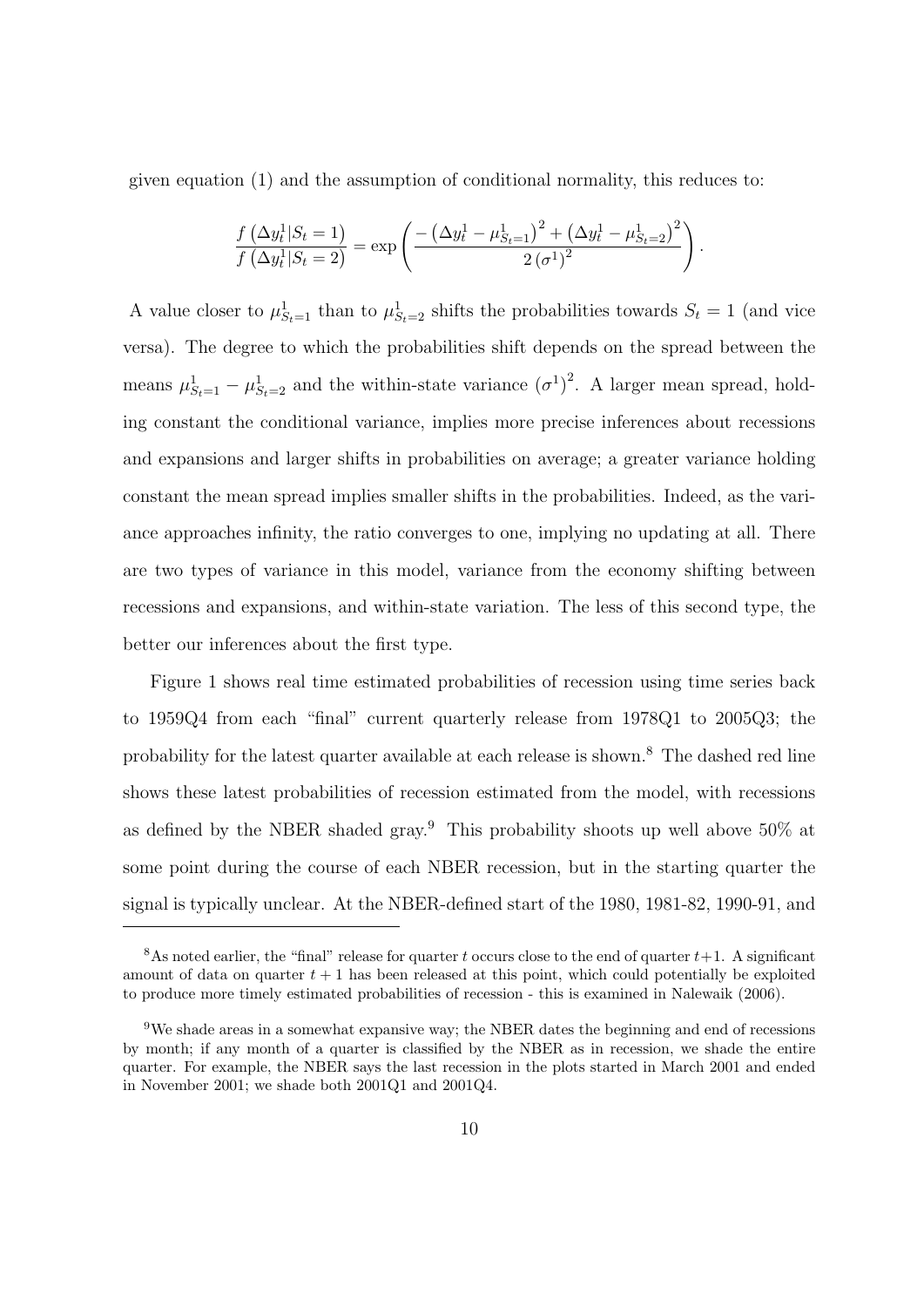given equation (1) and the assumption of conditional normality, this reduces to:

$$\frac{f\left(\Delta y_t^1 | S_t = 1\right)}{f\left(\Delta y_t^1 | S_t = 2\right)} = \exp\left(\frac{-\left(\Delta y_t^1 - \mu_{S_t=1}^1\right)^2 + \left(\Delta y_t^1 - \mu_{S_t=2}^1\right)^2}{2\left(\sigma^1\right)^2}\right).$$

A value closer to $\mu_{S_t=1}^1$ than to $\mu_{S_t=2}^1$ shifts the probabilities towards $S_t = 1$ (and vice versa). The degree to which the probabilities shift depends on the spread between the means $\mu_{S_t=1}^1 - \mu_{S_t=2}^1$ and the within-state variance $\left(\sigma^1\right)^2$. A larger mean spread, holding constant the conditional variance, implies more precise inferences about recessions and expansions and larger shifts in probabilities on average; a greater variance holding constant the mean spread implies smaller shifts in the probabilities. Indeed, as the variance approaches infinity, the ratio converges to one, implying no updating at all. There are two types of variance in this model, variance from the economy shifting between recessions and expansions, and within-state variation. The less of this second type, the better our inferences about the first type.

Figure 1 shows real time estimated probabilities of recession using time series back to 1959Q4 from each "final" current quarterly release from 1978Q1 to 2005Q3; the probability for the latest quarter available at each release is shown.[8] The dashed red line shows these latest probabilities of recession estimated from the model, with recessions as defined by the NBER shaded gray.[9] This probability shoots up well above 50% at some point during the course of each NBER recession, but in the starting quarter the signal is typically unclear. At the NBER-defined start of the 1980, 1981-82, 1990-91, and

---

[8] As noted earlier, the "final" release for quarter $t$ occurs close to the end of quarter $t+1$. A significant amount of data on quarter $t+1$ has been released at this point, which could potentially be exploited to produce more timely estimated probabilities of recession - this is examined in Nalewaik (2006).

[9] We shade areas in a somewhat expansive way; the NBER dates the beginning and end of recessions by month; if any month of a quarter is classified by the NBER as in recession, we shade the entire quarter. For example, the NBER says the last recession in the plots started in March 2001 and ended in November 2001; we shade both 2001Q1 and 2001Q4.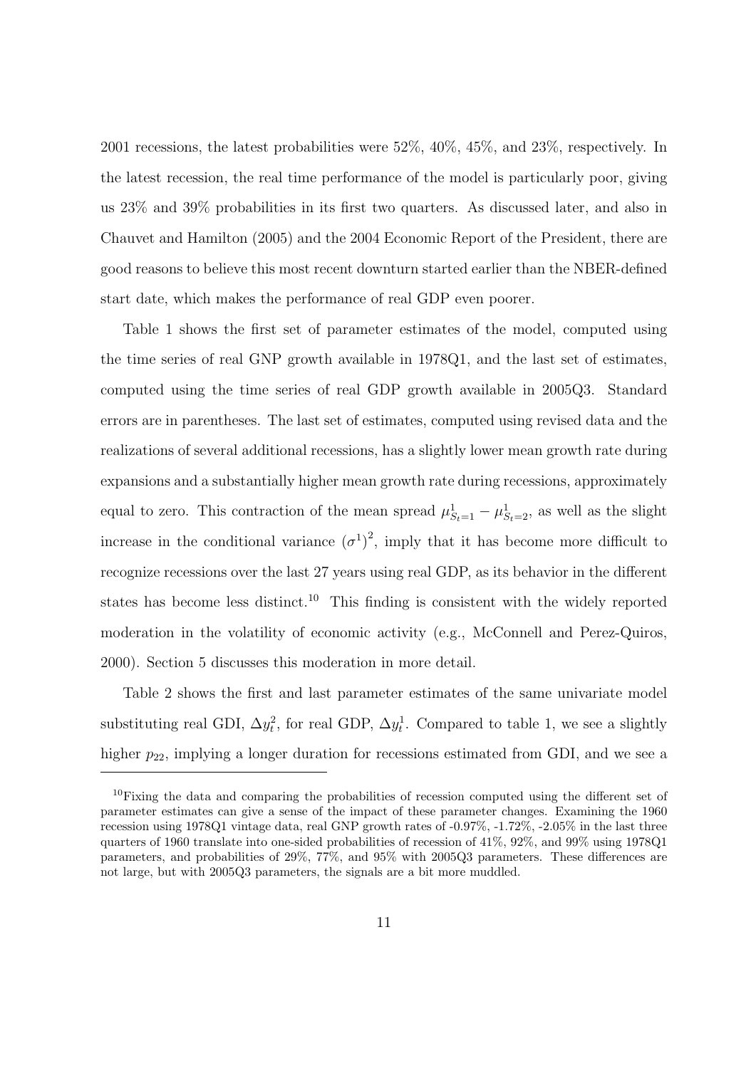2001 recessions, the latest probabilities were 52%, 40%, 45%, and 23%, respectively. In the latest recession, the real time performance of the model is particularly poor, giving us 23% and 39% probabilities in its first two quarters. As discussed later, and also in Chauvet and Hamilton (2005) and the 2004 Economic Report of the President, there are good reasons to believe this most recent downturn started earlier than the NBER-defined start date, which makes the performance of real GDP even poorer.

Table 1 shows the first set of parameter estimates of the model, computed using the time series of real GNP growth available in 1978Q1, and the last set of estimates, computed using the time series of real GDP growth available in 2005Q3. Standard errors are in parentheses. The last set of estimates, computed using revised data and the realizations of several additional recessions, has a slightly lower mean growth rate during expansions and a substantially higher mean growth rate during recessions, approximately equal to zero. This contraction of the mean spread $\mu^1_{S_t=1} - \mu^1_{S_t=2}$, as well as the slight increase in the conditional variance $(\sigma^1)^2$, imply that it has become more difficult to recognize recessions over the last 27 years using real GDP, as its behavior in the different states has become less distinct.[10] This finding is consistent with the widely reported moderation in the volatility of economic activity (e.g., McConnell and Perez-Quiros, 2000). Section 5 discusses this moderation in more detail.

Table 2 shows the first and last parameter estimates of the same univariate model substituting real GDI, $\Delta y^2_t$, for real GDP, $\Delta y^1_t$. Compared to table 1, we see a slightly higher $p_{22}$, implying a longer duration for recessions estimated from GDI, and we see a

[10] Fixing the data and comparing the probabilities of recession computed using the different set of parameter estimates can give a sense of the impact of these parameter changes. Examining the 1960 recession using 1978Q1 vintage data, real GNP growth rates of -0.97%, -1.72%, -2.05% in the last three quarters of 1960 translate into one-sided probabilities of recession of 41%, 92%, and 99% using 1978Q1 parameters, and probabilities of 29%, 77%, and 95% with 2005Q3 parameters. These differences are not large, but with 2005Q3 parameters, the signals are a bit more muddled.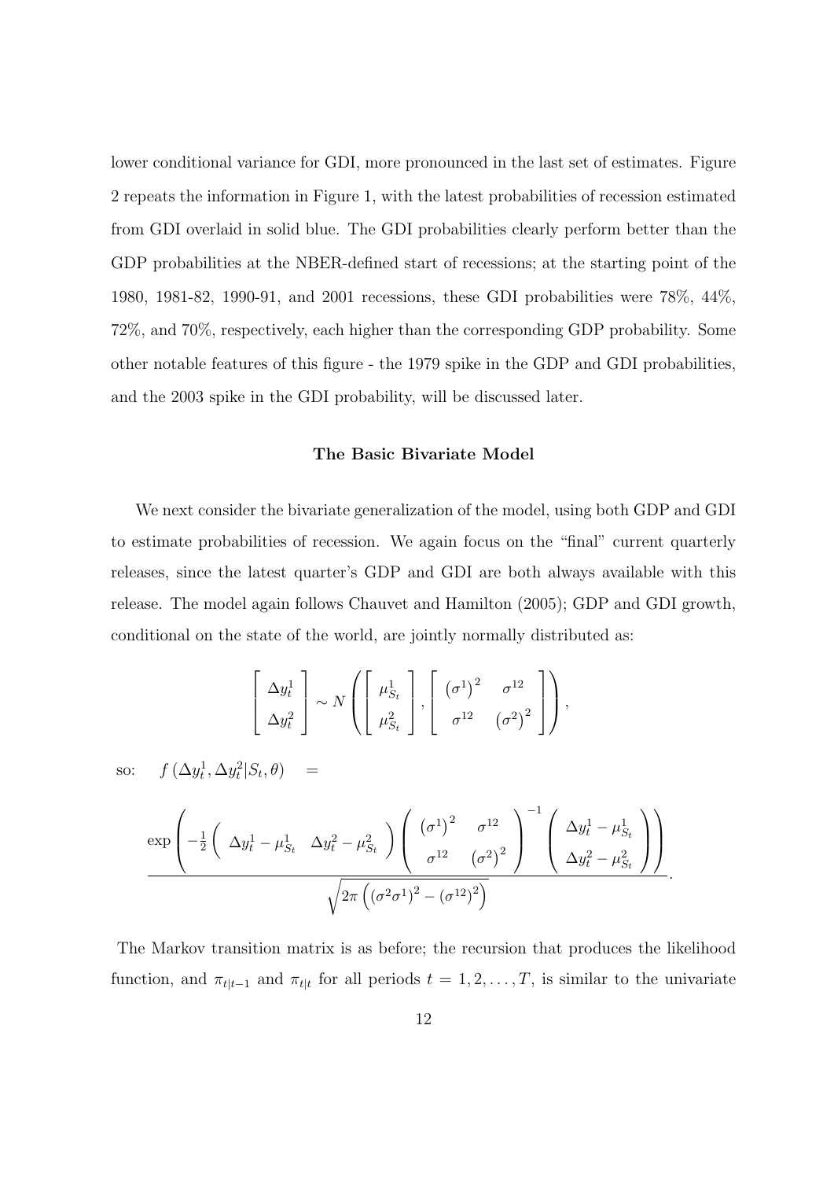lower conditional variance for GDI, more pronounced in the last set of estimates. Figure 2 repeats the information in Figure 1, with the latest probabilities of recession estimated from GDI overlaid in solid blue. The GDI probabilities clearly perform better than the GDP probabilities at the NBER-defined start of recessions; at the starting point of the 1980, 1981-82, 1990-91, and 2001 recessions, these GDI probabilities were 78%, 44%, 72%, and 70%, respectively, each higher than the corresponding GDP probability. Some other notable features of this figure - the 1979 spike in the GDP and GDI probabilities, and the 2003 spike in the GDI probability, will be discussed later.

### The Basic Bivariate Model

We next consider the bivariate generalization of the model, using both GDP and GDI to estimate probabilities of recession. We again focus on the "final" current quarterly releases, since the latest quarter's GDP and GDI are both always available with this release. The model again follows Chauvet and Hamilton (2005); GDP and GDI growth, conditional on the state of the world, are jointly normally distributed as:

$$\left[\begin{array}{c} \Delta y_t^1 \\ \Delta y_t^2 \end{array}\right] \sim N\left(\left[\begin{array}{c} \mu_{S_t}^1 \\ \mu_{S_t}^2 \end{array}\right], \left[\begin{array}{cc} \left(\sigma^1\right)^2 & \sigma^{12} \\ \sigma^{12} & \left(\sigma^2\right)^2 \end{array}\right]\right),$$

so: $\quad f\left(\Delta y_t^1, \Delta y_t^2 | S_t, \theta\right) \quad =$

$$\frac{\exp\left(-\frac{1}{2}\left(\begin{array}{cc} \Delta y_t^1 - \mu_{S_t}^1 & \Delta y_t^2 - \mu_{S_t}^2 \end{array}\right)\left(\begin{array}{cc} \left(\sigma^1\right)^2 & \sigma^{12} \\ \sigma^{12} & \left(\sigma^2\right)^2 \end{array}\right)^{-1}\left(\begin{array}{c} \Delta y_t^1 - \mu_{S_t}^1 \\ \Delta y_t^2 - \mu_{S_t}^2 \end{array}\right)\right)}{\sqrt{2\pi\left(\left(\sigma^2\sigma^1\right)^2 - \left(\sigma^{12}\right)^2\right)}}.$$

The Markov transition matrix is as before; the recursion that produces the likelihood function, and $\pi_{t|t-1}$ and $\pi_{t|t}$ for all periods $t = 1, 2, \ldots, T$, is similar to the univariate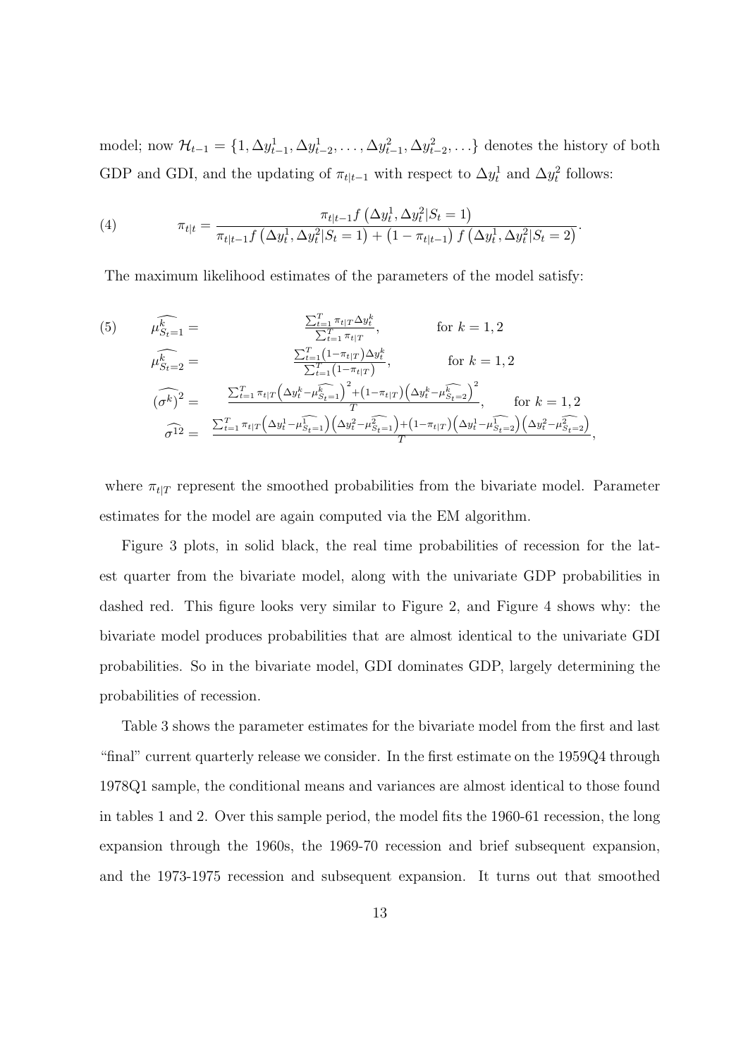model; now $\mathcal{H}_{t-1} = \{1, \Delta y^1_{t-1}, \Delta y^1_{t-2}, \ldots, \Delta y^2_{t-1}, \Delta y^2_{t-2}, \ldots\}$ denotes the history of both GDP and GDI, and the updating of $\pi_{t|t-1}$ with respect to $\Delta y^1_t$ and $\Delta y^2_t$ follows:

$$
\pi_{t|t} = \frac{\pi_{t|t-1} f\left(\Delta y^1_t, \Delta y^2_t | S_t = 1\right)}{\pi_{t|t-1} f\left(\Delta y^1_t, \Delta y^2_t | S_t = 1\right) + \left(1 - \pi_{t|t-1}\right) f\left(\Delta y^1_t, \Delta y^2_t | S_t = 2\right)}. \tag{4}
$$

The maximum likelihood estimates of the parameters of the model satisfy:

$$
\begin{aligned}
\widehat{\mu^k_{S_t=1}} &= \frac{\sum_{t=1}^T \pi_{t|T} \Delta y^k_t}{\sum_{t=1}^T \pi_{t|T}}, \qquad \text{for } k = 1, 2 \\
\widehat{\mu^k_{S_t=2}} &= \frac{\sum_{t=1}^T \left(1 - \pi_{t|T}\right) \Delta y^k_t}{\sum_{t=1}^T \left(1 - \pi_{t|T}\right)}, \qquad \text{for } k = 1, 2 \\
\widehat{(\sigma^k)}^2 &= \frac{\sum_{t=1}^T \pi_{t|T} \left(\Delta y^k_t - \widehat{\mu^k_{S_t=1}}\right)^2 + \left(1 - \pi_{t|T}\right)\left(\Delta y^k_t - \widehat{\mu^k_{S_t=2}}\right)^2}{T}, \qquad \text{for } k = 1, 2 \\
\widehat{\sigma^{12}} &= \frac{\sum_{t=1}^T \pi_{t|T} \left(\Delta y^1_t - \widehat{\mu^1_{S_t=1}}\right)\left(\Delta y^2_t - \widehat{\mu^2_{S_t=1}}\right) + \left(1 - \pi_{t|T}\right)\left(\Delta y^1_t - \widehat{\mu^1_{S_t=2}}\right)\left(\Delta y^2_t - \widehat{\mu^2_{S_t=2}}\right)}{T},
\end{aligned} \tag{5}
$$

where $\pi_{t|T}$ represent the smoothed probabilities from the bivariate model. Parameter estimates for the model are again computed via the EM algorithm.

Figure 3 plots, in solid black, the real time probabilities of recession for the latest quarter from the bivariate model, along with the univariate GDP probabilities in dashed red. This figure looks very similar to Figure 2, and Figure 4 shows why: the bivariate model produces probabilities that are almost identical to the univariate GDI probabilities. So in the bivariate model, GDI dominates GDP, largely determining the probabilities of recession.

Table 3 shows the parameter estimates for the bivariate model from the first and last "final" current quarterly release we consider. In the first estimate on the 1959Q4 through 1978Q1 sample, the conditional means and variances are almost identical to those found in tables 1 and 2. Over this sample period, the model fits the 1960-61 recession, the long expansion through the 1960s, the 1969-70 recession and brief subsequent expansion, and the 1973-1975 recession and subsequent expansion. It turns out that smoothed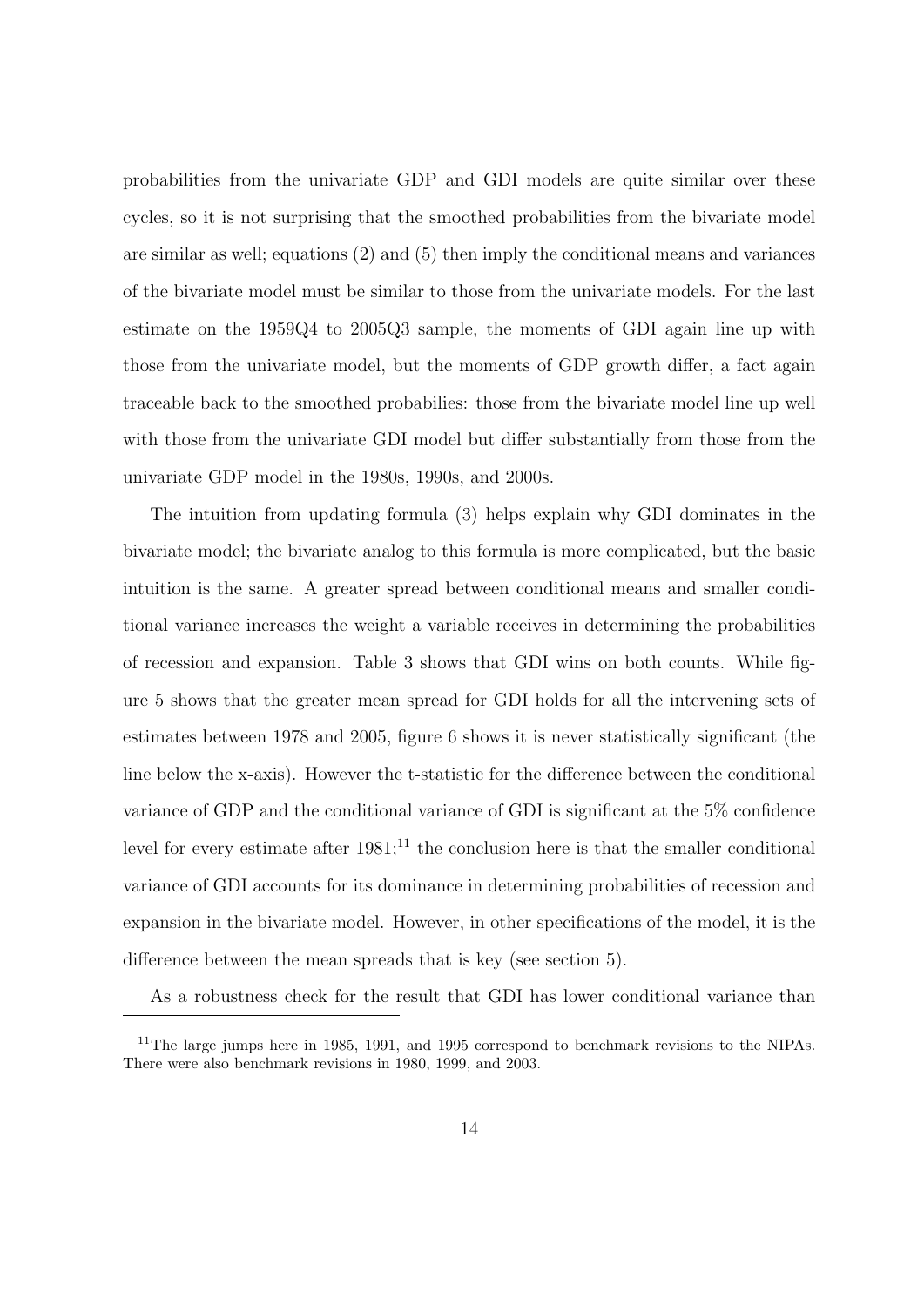probabilities from the univariate GDP and GDI models are quite similar over these cycles, so it is not surprising that the smoothed probabilities from the bivariate model are similar as well; equations (2) and (5) then imply the conditional means and variances of the bivariate model must be similar to those from the univariate models. For the last estimate on the 1959Q4 to 2005Q3 sample, the moments of GDI again line up with those from the univariate model, but the moments of GDP growth differ, a fact again traceable back to the smoothed probabilies: those from the bivariate model line up well with those from the univariate GDI model but differ substantially from those from the univariate GDP model in the 1980s, 1990s, and 2000s.

The intuition from updating formula (3) helps explain why GDI dominates in the bivariate model; the bivariate analog to this formula is more complicated, but the basic intuition is the same. A greater spread between conditional means and smaller conditional variance increases the weight a variable receives in determining the probabilities of recession and expansion. Table 3 shows that GDI wins on both counts. While figure 5 shows that the greater mean spread for GDI holds for all the intervening sets of estimates between 1978 and 2005, figure 6 shows it is never statistically significant (the line below the x-axis). However the t-statistic for the difference between the conditional variance of GDP and the conditional variance of GDI is significant at the 5% confidence level for every estimate after 1981;[11] the conclusion here is that the smaller conditional variance of GDI accounts for its dominance in determining probabilities of recession and expansion in the bivariate model. However, in other specifications of the model, it is the difference between the mean spreads that is key (see section 5).

As a robustness check for the result that GDI has lower conditional variance than

[11] The large jumps here in 1985, 1991, and 1995 correspond to benchmark revisions to the NIPAs. There were also benchmark revisions in 1980, 1999, and 2003.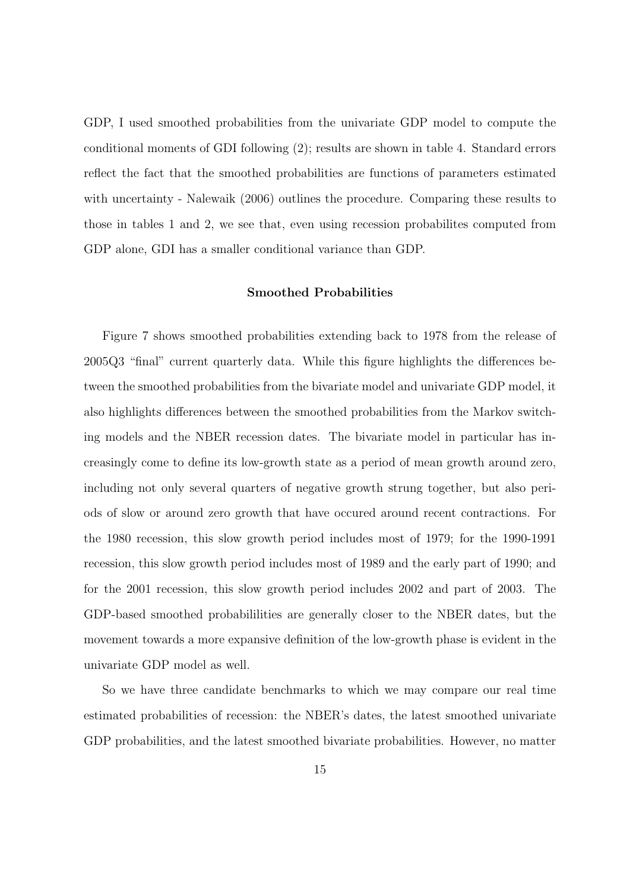GDP, I used smoothed probabilities from the univariate GDP model to compute the conditional moments of GDI following (2); results are shown in table 4. Standard errors reflect the fact that the smoothed probabilities are functions of parameters estimated with uncertainty - Nalewaik (2006) outlines the procedure. Comparing these results to those in tables 1 and 2, we see that, even using recession probabilites computed from GDP alone, GDI has a smaller conditional variance than GDP.

### Smoothed Probabilities

Figure 7 shows smoothed probabilities extending back to 1978 from the release of 2005Q3 "final" current quarterly data. While this figure highlights the differences between the smoothed probabilities from the bivariate model and univariate GDP model, it also highlights differences between the smoothed probabilities from the Markov switching models and the NBER recession dates. The bivariate model in particular has increasingly come to define its low-growth state as a period of mean growth around zero, including not only several quarters of negative growth strung together, but also periods of slow or around zero growth that have occured around recent contractions. For the 1980 recession, this slow growth period includes most of 1979; for the 1990-1991 recession, this slow growth period includes most of 1989 and the early part of 1990; and for the 2001 recession, this slow growth period includes 2002 and part of 2003. The GDP-based smoothed probabililities are generally closer to the NBER dates, but the movement towards a more expansive definition of the low-growth phase is evident in the univariate GDP model as well.

So we have three candidate benchmarks to which we may compare our real time estimated probabilities of recession: the NBER's dates, the latest smoothed univariate GDP probabilities, and the latest smoothed bivariate probabilities. However, no matter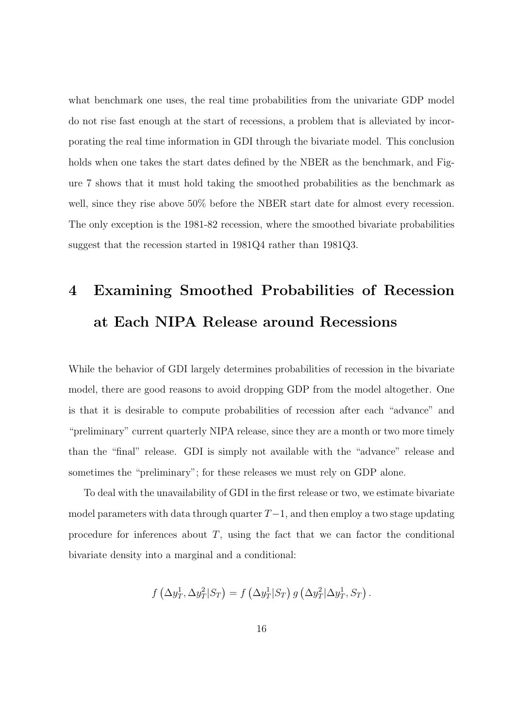what benchmark one uses, the real time probabilities from the univariate GDP model do not rise fast enough at the start of recessions, a problem that is alleviated by incorporating the real time information in GDI through the bivariate model. This conclusion holds when one takes the start dates defined by the NBER as the benchmark, and Figure 7 shows that it must hold taking the smoothed probabilities as the benchmark as well, since they rise above 50% before the NBER start date for almost every recession. The only exception is the 1981-82 recession, where the smoothed bivariate probabilities suggest that the recession started in 1981Q4 rather than 1981Q3.

# 4 Examining Smoothed Probabilities of Recession at Each NIPA Release around Recessions

While the behavior of GDI largely determines probabilities of recession in the bivariate model, there are good reasons to avoid dropping GDP from the model altogether. One is that it is desirable to compute probabilities of recession after each "advance" and "preliminary" current quarterly NIPA release, since they are a month or two more timely than the "final" release. GDI is simply not available with the "advance" release and sometimes the "preliminary"; for these releases we must rely on GDP alone.

To deal with the unavailability of GDI in the first release or two, we estimate bivariate model parameters with data through quarter $T-1$, and then employ a two stage updating procedure for inferences about $T$, using the fact that we can factor the conditional bivariate density into a marginal and a conditional:

$$f\left(\Delta y_T^1, \Delta y_T^2 | S_T\right) = f\left(\Delta y_T^1 | S_T\right) g\left(\Delta y_T^2 | \Delta y_T^1, S_T\right).$$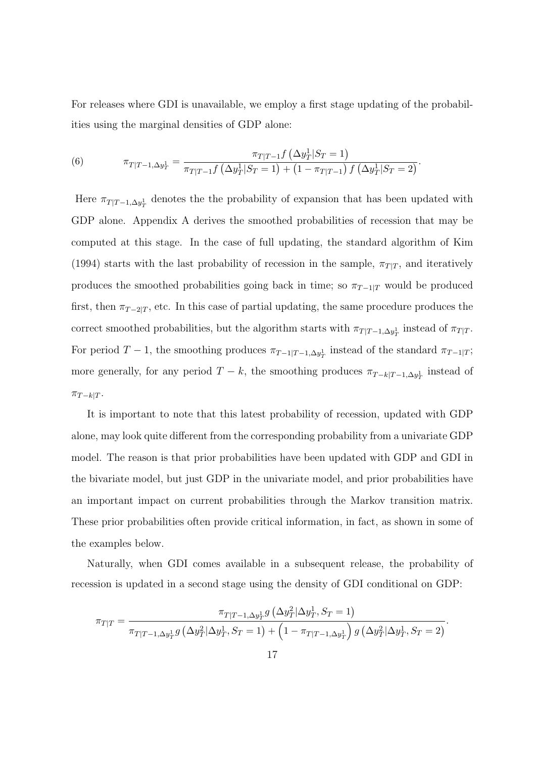For releases where GDI is unavailable, we employ a first stage updating of the probabilities using the marginal densities of GDP alone:

$$
(6) \qquad \pi_{T|T-1,\Delta y_T^1} = \frac{\pi_{T|T-1} f\left(\Delta y_T^1 | S_T = 1\right)}{\pi_{T|T-1} f\left(\Delta y_T^1 | S_T = 1\right) + \left(1 - \pi_{T|T-1}\right) f\left(\Delta y_T^1 | S_T = 2\right)}.
$$

Here $\pi_{T|T-1,\Delta y_T^1}$ denotes the the probability of expansion that has been updated with GDP alone. Appendix A derives the smoothed probabilities of recession that may be computed at this stage. In the case of full updating, the standard algorithm of Kim (1994) starts with the last probability of recession in the sample, $\pi_{T|T}$, and iteratively produces the smoothed probabilities going back in time; so $\pi_{T-1|T}$ would be produced first, then $\pi_{T-2|T}$, etc. In this case of partial updating, the same procedure produces the correct smoothed probabilities, but the algorithm starts with $\pi_{T|T-1,\Delta y_T^1}$ instead of $\pi_{T|T}$. For period $T-1$, the smoothing produces $\pi_{T-1|T-1,\Delta y_T^1}$ instead of the standard $\pi_{T-1|T}$; more generally, for any period $T-k$, the smoothing produces $\pi_{T-k|T-1,\Delta y_T^1}$ instead of $\pi_{T-k|T}$.

It is important to note that this latest probability of recession, updated with GDP alone, may look quite different from the corresponding probability from a univariate GDP model. The reason is that prior probabilities have been updated with GDP and GDI in the bivariate model, but just GDP in the univariate model, and prior probabilities have an important impact on current probabilities through the Markov transition matrix. These prior probabilities often provide critical information, in fact, as shown in some of the examples below.

Naturally, when GDI comes available in a subsequent release, the probability of recession is updated in a second stage using the density of GDI conditional on GDP:

$$
\pi_{T|T} = \frac{\pi_{T|T-1,\Delta y_T^1} g\left(\Delta y_T^2 | \Delta y_T^1, S_T = 1\right)}{\pi_{T|T-1,\Delta y_T^1} g\left(\Delta y_T^2 | \Delta y_T^1, S_T = 1\right) + \left(1 - \pi_{T|T-1,\Delta y_T^1}\right) g\left(\Delta y_T^2 | \Delta y_T^1, S_T = 2\right)}.
$$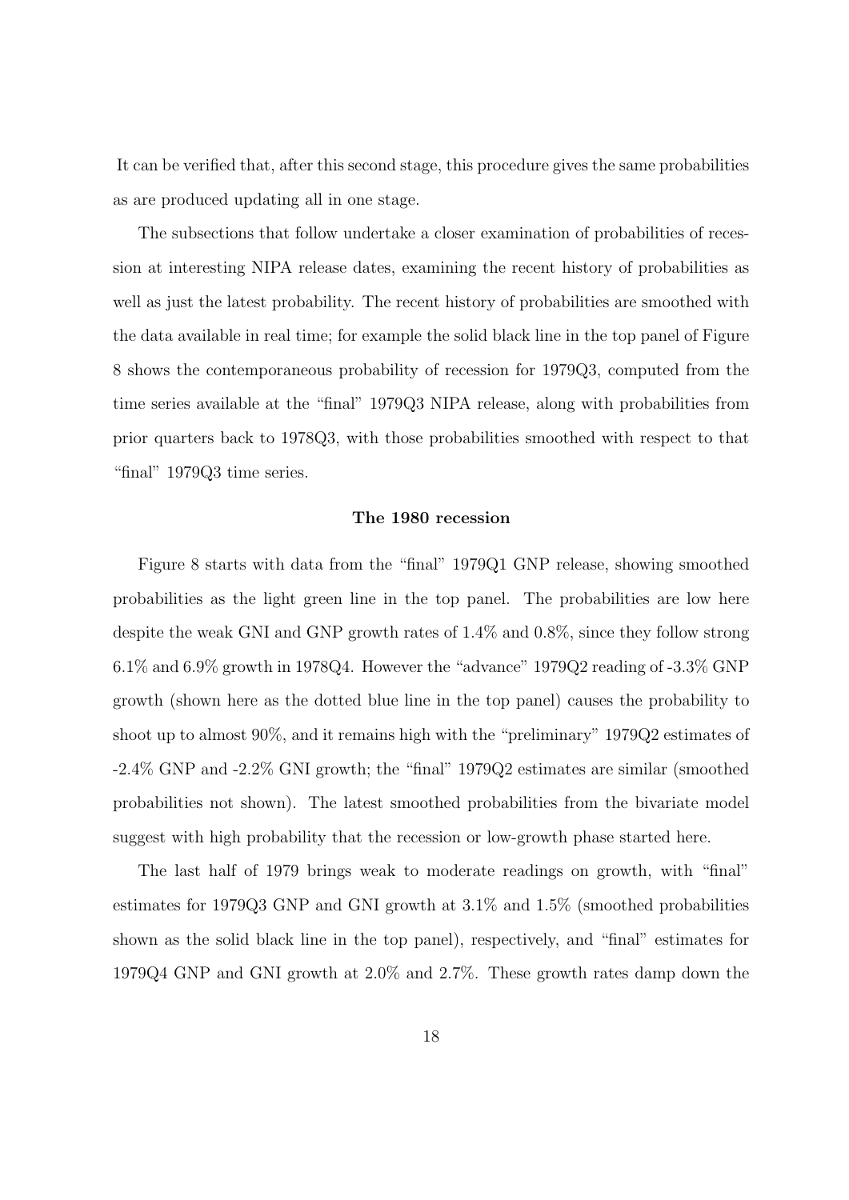It can be verified that, after this second stage, this procedure gives the same probabilities as are produced updating all in one stage.

The subsections that follow undertake a closer examination of probabilities of recession at interesting NIPA release dates, examining the recent history of probabilities as well as just the latest probability. The recent history of probabilities are smoothed with the data available in real time; for example the solid black line in the top panel of Figure 8 shows the contemporaneous probability of recession for 1979Q3, computed from the time series available at the "final" 1979Q3 NIPA release, along with probabilities from prior quarters back to 1978Q3, with those probabilities smoothed with respect to that "final" 1979Q3 time series.

**The 1980 recession**

Figure 8 starts with data from the "final" 1979Q1 GNP release, showing smoothed probabilities as the light green line in the top panel. The probabilities are low here despite the weak GNI and GNP growth rates of 1.4% and 0.8%, since they follow strong 6.1% and 6.9% growth in 1978Q4. However the "advance" 1979Q2 reading of -3.3% GNP growth (shown here as the dotted blue line in the top panel) causes the probability to shoot up to almost 90%, and it remains high with the "preliminary" 1979Q2 estimates of -2.4% GNP and -2.2% GNI growth; the "final" 1979Q2 estimates are similar (smoothed probabilities not shown). The latest smoothed probabilities from the bivariate model suggest with high probability that the recession or low-growth phase started here.

The last half of 1979 brings weak to moderate readings on growth, with "final" estimates for 1979Q3 GNP and GNI growth at 3.1% and 1.5% (smoothed probabilities shown as the solid black line in the top panel), respectively, and "final" estimates for 1979Q4 GNP and GNI growth at 2.0% and 2.7%. These growth rates damp down the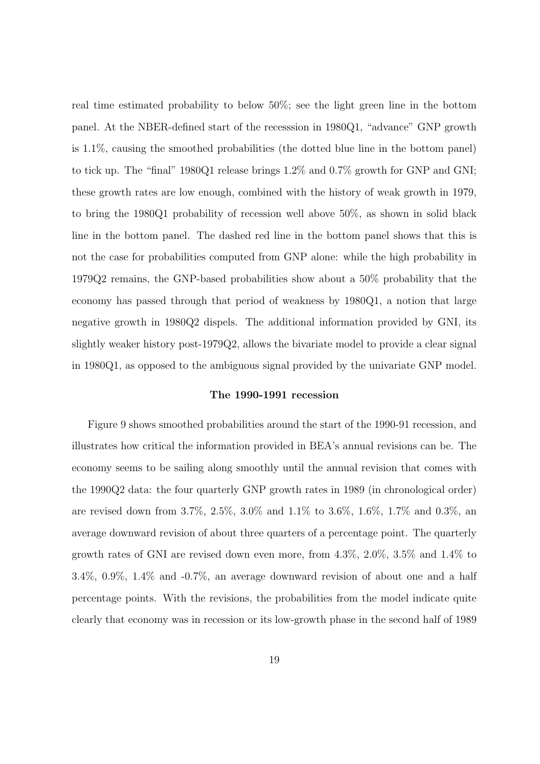real time estimated probability to below 50%; see the light green line in the bottom panel. At the NBER-defined start of the recesssion in 1980Q1, "advance" GNP growth is 1.1%, causing the smoothed probabilities (the dotted blue line in the bottom panel) to tick up. The "final" 1980Q1 release brings 1.2% and 0.7% growth for GNP and GNI; these growth rates are low enough, combined with the history of weak growth in 1979, to bring the 1980Q1 probability of recession well above 50%, as shown in solid black line in the bottom panel. The dashed red line in the bottom panel shows that this is not the case for probabilities computed from GNP alone: while the high probability in 1979Q2 remains, the GNP-based probabilities show about a 50% probability that the economy has passed through that period of weakness by 1980Q1, a notion that large negative growth in 1980Q2 dispels. The additional information provided by GNI, its slightly weaker history post-1979Q2, allows the bivariate model to provide a clear signal in 1980Q1, as opposed to the ambiguous signal provided by the univariate GNP model.

### The 1990-1991 recession

Figure 9 shows smoothed probabilities around the start of the 1990-91 recession, and illustrates how critical the information provided in BEA's annual revisions can be. The economy seems to be sailing along smoothly until the annual revision that comes with the 1990Q2 data: the four quarterly GNP growth rates in 1989 (in chronological order) are revised down from 3.7%, 2.5%, 3.0% and 1.1% to 3.6%, 1.6%, 1.7% and 0.3%, an average downward revision of about three quarters of a percentage point. The quarterly growth rates of GNI are revised down even more, from 4.3%, 2.0%, 3.5% and 1.4% to 3.4%, 0.9%, 1.4% and -0.7%, an average downward revision of about one and a half percentage points. With the revisions, the probabilities from the model indicate quite clearly that economy was in recession or its low-growth phase in the second half of 1989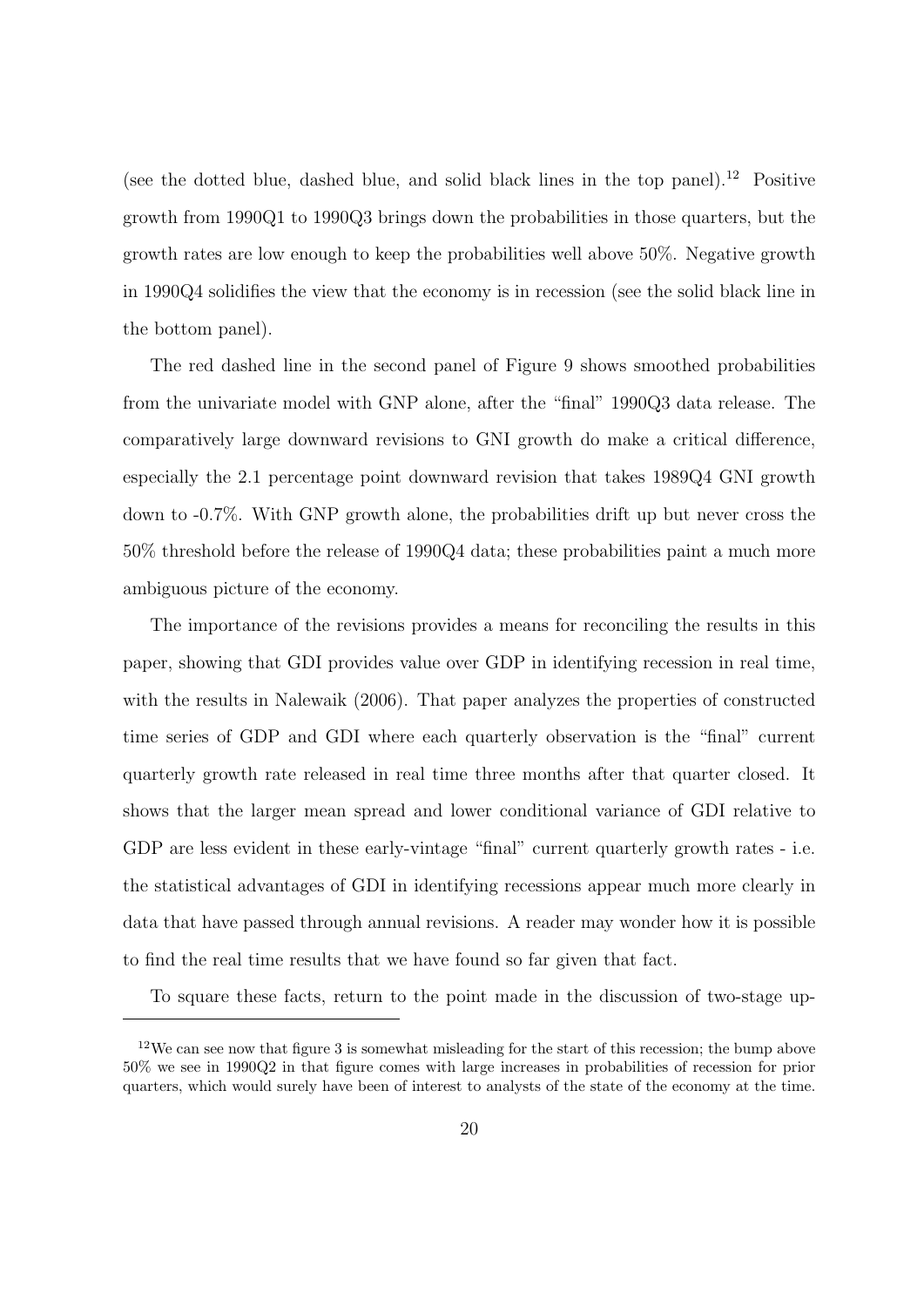(see the dotted blue, dashed blue, and solid black lines in the top panel).[12] Positive growth from 1990Q1 to 1990Q3 brings down the probabilities in those quarters, but the growth rates are low enough to keep the probabilities well above 50%. Negative growth in 1990Q4 solidifies the view that the economy is in recession (see the solid black line in the bottom panel).

The red dashed line in the second panel of Figure 9 shows smoothed probabilities from the univariate model with GNP alone, after the "final" 1990Q3 data release. The comparatively large downward revisions to GNI growth do make a critical difference, especially the 2.1 percentage point downward revision that takes 1989Q4 GNI growth down to -0.7%. With GNP growth alone, the probabilities drift up but never cross the 50% threshold before the release of 1990Q4 data; these probabilities paint a much more ambiguous picture of the economy.

The importance of the revisions provides a means for reconciling the results in this paper, showing that GDI provides value over GDP in identifying recession in real time, with the results in Nalewaik (2006). That paper analyzes the properties of constructed time series of GDP and GDI where each quarterly observation is the "final" current quarterly growth rate released in real time three months after that quarter closed. It shows that the larger mean spread and lower conditional variance of GDI relative to GDP are less evident in these early-vintage "final" current quarterly growth rates - i.e. the statistical advantages of GDI in identifying recessions appear much more clearly in data that have passed through annual revisions. A reader may wonder how it is possible to find the real time results that we have found so far given that fact.

To square these facts, return to the point made in the discussion of two-stage up-

[12] We can see now that figure 3 is somewhat misleading for the start of this recession; the bump above 50% we see in 1990Q2 in that figure comes with large increases in probabilities of recession for prior quarters, which would surely have been of interest to analysts of the state of the economy at the time.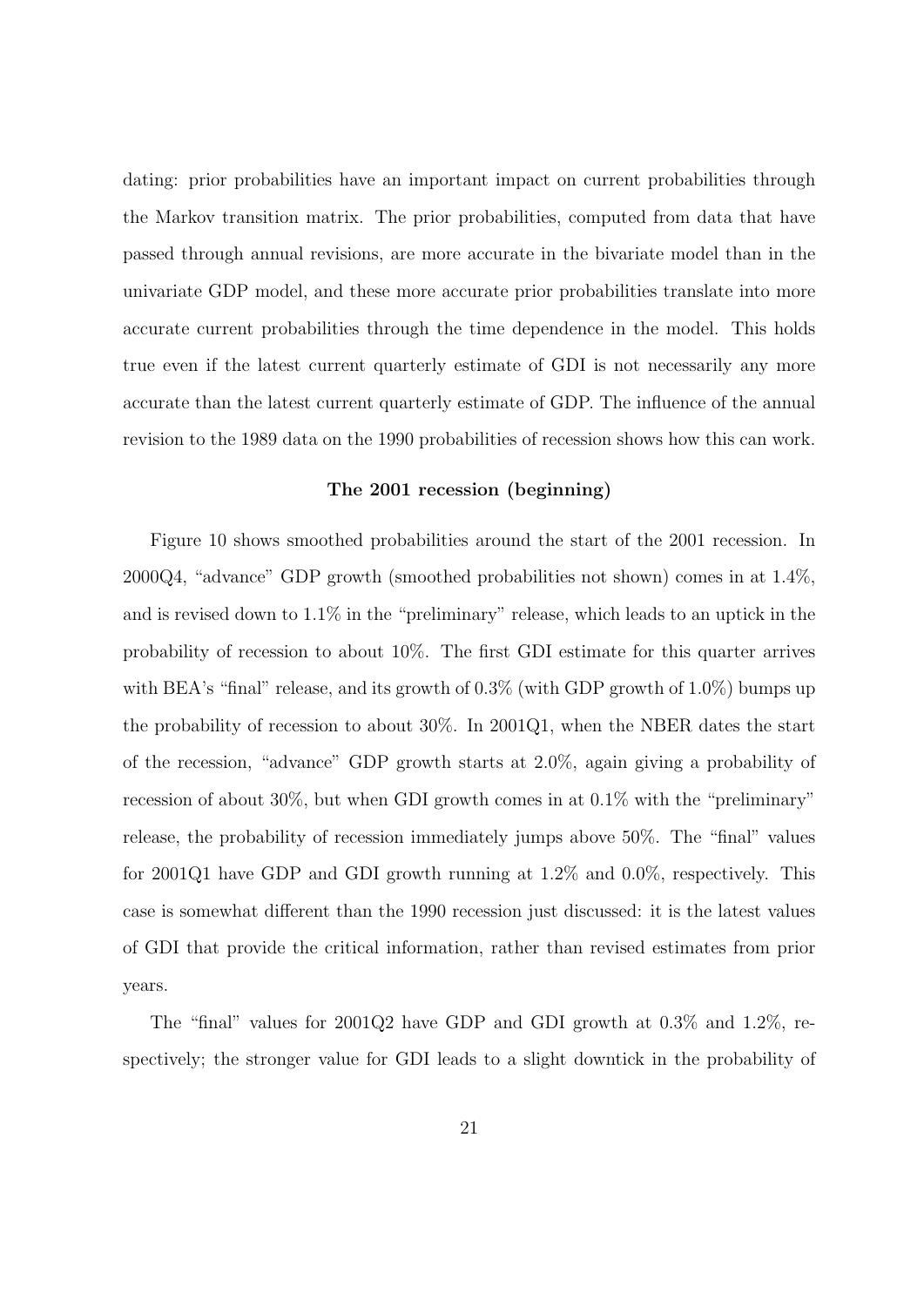dating: prior probabilities have an important impact on current probabilities through the Markov transition matrix. The prior probabilities, computed from data that have passed through annual revisions, are more accurate in the bivariate model than in the univariate GDP model, and these more accurate prior probabilities translate into more accurate current probabilities through the time dependence in the model. This holds true even if the latest current quarterly estimate of GDI is not necessarily any more accurate than the latest current quarterly estimate of GDP. The influence of the annual revision to the 1989 data on the 1990 probabilities of recession shows how this can work.

### The 2001 recession (beginning)

Figure 10 shows smoothed probabilities around the start of the 2001 recession. In 2000Q4, "advance" GDP growth (smoothed probabilities not shown) comes in at 1.4%, and is revised down to 1.1% in the "preliminary" release, which leads to an uptick in the probability of recession to about 10%. The first GDI estimate for this quarter arrives with BEA's "final" release, and its growth of 0.3% (with GDP growth of 1.0%) bumps up the probability of recession to about 30%. In 2001Q1, when the NBER dates the start of the recession, "advance" GDP growth starts at 2.0%, again giving a probability of recession of about 30%, but when GDI growth comes in at 0.1% with the "preliminary" release, the probability of recession immediately jumps above 50%. The "final" values for 2001Q1 have GDP and GDI growth running at 1.2% and 0.0%, respectively. This case is somewhat different than the 1990 recession just discussed: it is the latest values of GDI that provide the critical information, rather than revised estimates from prior years.

The "final" values for 2001Q2 have GDP and GDI growth at 0.3% and 1.2%, respectively; the stronger value for GDI leads to a slight downtick in the probability of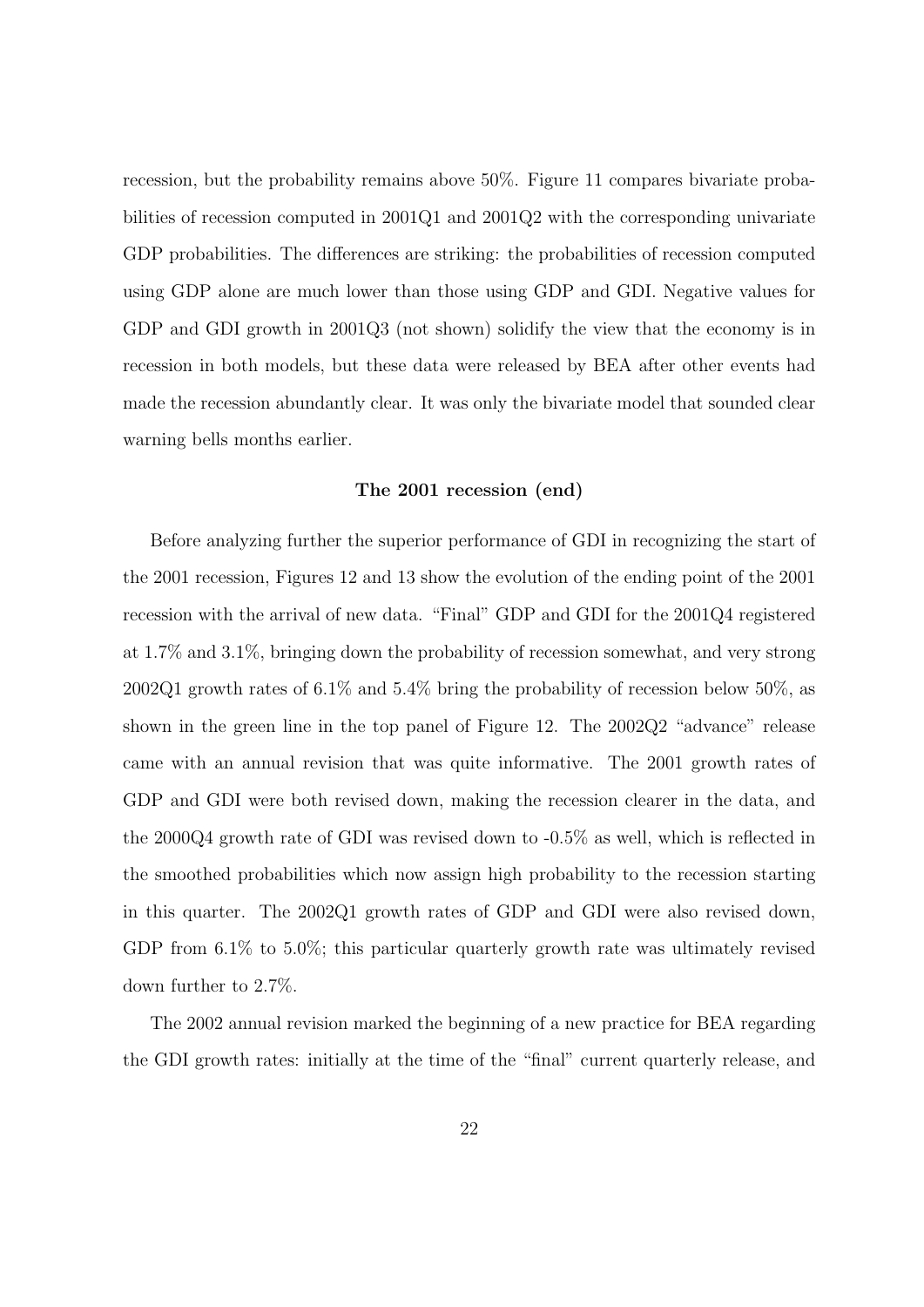recession, but the probability remains above 50%. Figure 11 compares bivariate probabilities of recession computed in 2001Q1 and 2001Q2 with the corresponding univariate GDP probabilities. The differences are striking: the probabilities of recession computed using GDP alone are much lower than those using GDP and GDI. Negative values for GDP and GDI growth in 2001Q3 (not shown) solidify the view that the economy is in recession in both models, but these data were released by BEA after other events had made the recession abundantly clear. It was only the bivariate model that sounded clear warning bells months earlier.

**The 2001 recession (end)**

Before analyzing further the superior performance of GDI in recognizing the start of the 2001 recession, Figures 12 and 13 show the evolution of the ending point of the 2001 recession with the arrival of new data. "Final" GDP and GDI for the 2001Q4 registered at 1.7% and 3.1%, bringing down the probability of recession somewhat, and very strong 2002Q1 growth rates of 6.1% and 5.4% bring the probability of recession below 50%, as shown in the green line in the top panel of Figure 12. The 2002Q2 "advance" release came with an annual revision that was quite informative. The 2001 growth rates of GDP and GDI were both revised down, making the recession clearer in the data, and the 2000Q4 growth rate of GDI was revised down to -0.5% as well, which is reflected in the smoothed probabilities which now assign high probability to the recession starting in this quarter. The 2002Q1 growth rates of GDP and GDI were also revised down, GDP from 6.1% to 5.0%; this particular quarterly growth rate was ultimately revised down further to 2.7%.

The 2002 annual revision marked the beginning of a new practice for BEA regarding the GDI growth rates: initially at the time of the "final" current quarterly release, and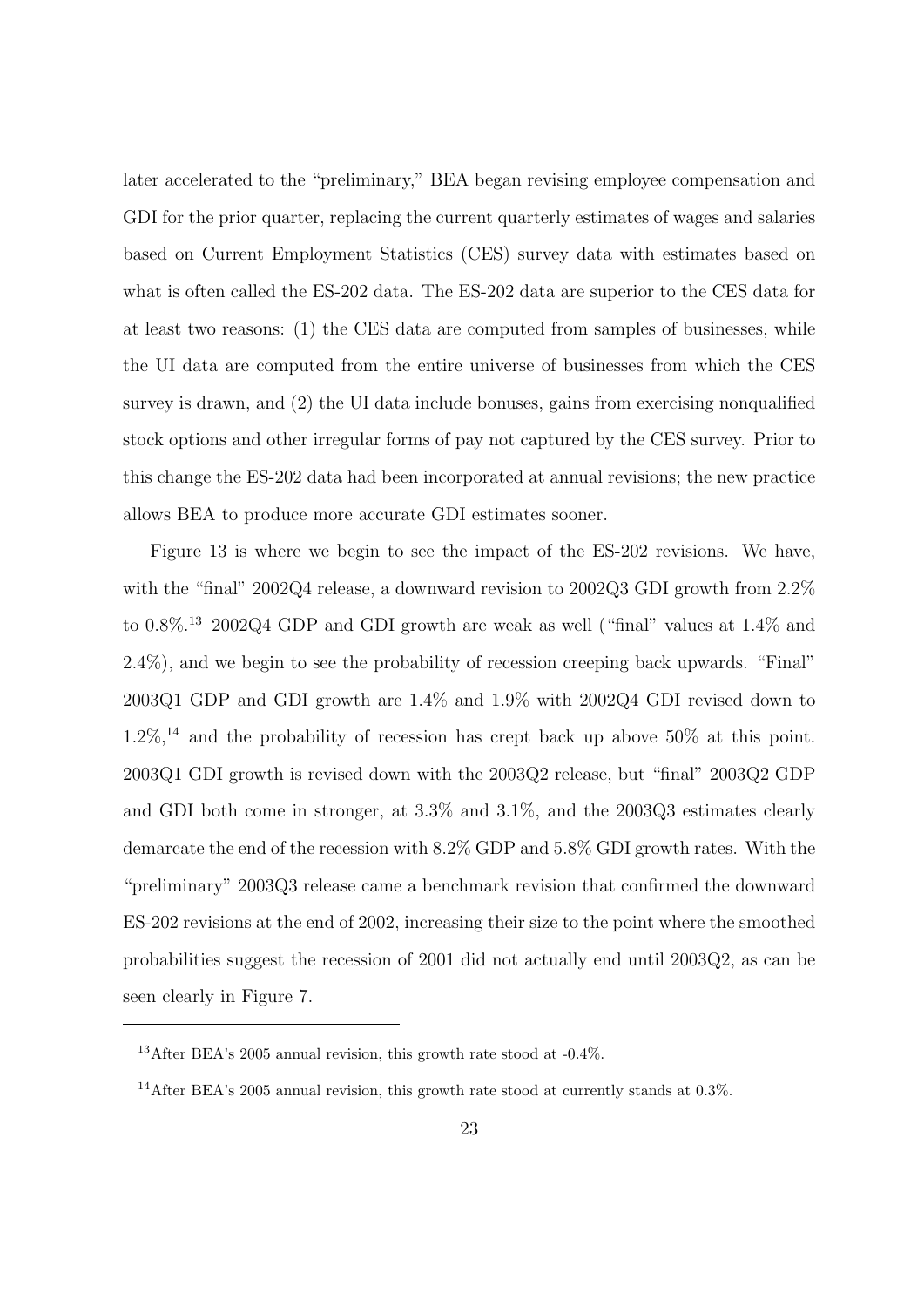later accelerated to the "preliminary," BEA began revising employee compensation and GDI for the prior quarter, replacing the current quarterly estimates of wages and salaries based on Current Employment Statistics (CES) survey data with estimates based on what is often called the ES-202 data. The ES-202 data are superior to the CES data for at least two reasons: (1) the CES data are computed from samples of businesses, while the UI data are computed from the entire universe of businesses from which the CES survey is drawn, and (2) the UI data include bonuses, gains from exercising nonqualified stock options and other irregular forms of pay not captured by the CES survey. Prior to this change the ES-202 data had been incorporated at annual revisions; the new practice allows BEA to produce more accurate GDI estimates sooner.

Figure 13 is where we begin to see the impact of the ES-202 revisions. We have, with the "final" 2002Q4 release, a downward revision to 2002Q3 GDI growth from 2.2% to 0.8%.[13] 2002Q4 GDP and GDI growth are weak as well ("final" values at 1.4% and 2.4%), and we begin to see the probability of recession creeping back upwards. "Final" 2003Q1 GDP and GDI growth are 1.4% and 1.9% with 2002Q4 GDI revised down to 1.2%,[14] and the probability of recession has crept back up above 50% at this point. 2003Q1 GDI growth is revised down with the 2003Q2 release, but "final" 2003Q2 GDP and GDI both come in stronger, at 3.3% and 3.1%, and the 2003Q3 estimates clearly demarcate the end of the recession with 8.2% GDP and 5.8% GDI growth rates. With the "preliminary" 2003Q3 release came a benchmark revision that confirmed the downward ES-202 revisions at the end of 2002, increasing their size to the point where the smoothed probabilities suggest the recession of 2001 did not actually end until 2003Q2, as can be seen clearly in Figure 7.

---

[13] After BEA's 2005 annual revision, this growth rate stood at -0.4%.

[14] After BEA's 2005 annual revision, this growth rate stood at currently stands at 0.3%.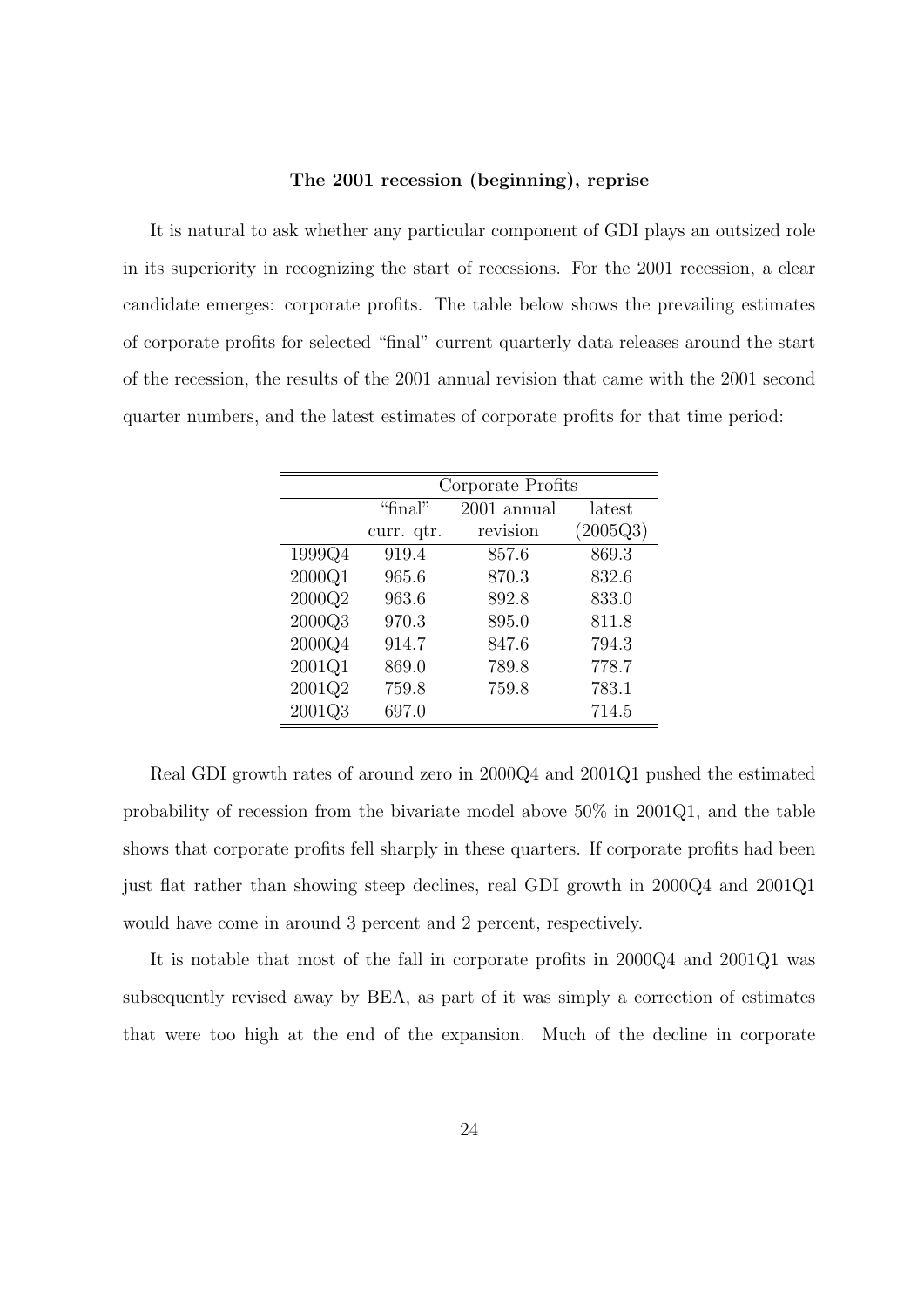**The 2001 recession (beginning), reprise**

It is natural to ask whether any particular component of GDI plays an outsized role in its superiority in recognizing the start of recessions. For the 2001 recession, a clear candidate emerges: corporate profits. The table below shows the prevailing estimates of corporate profits for selected "final" current quarterly data releases around the start of the recession, the results of the 2001 annual revision that came with the 2001 second quarter numbers, and the latest estimates of corporate profits for that time period:

| | Corporate Profits | | |
|---|---|---|---|
| | "final" curr. qtr. | 2001 annual revision | latest (2005Q3) |
| 1999Q4 | 919.4 | 857.6 | 869.3 |
| 2000Q1 | 965.6 | 870.3 | 832.6 |
| 2000Q2 | 963.6 | 892.8 | 833.0 |
| 2000Q3 | 970.3 | 895.0 | 811.8 |
| 2000Q4 | 914.7 | 847.6 | 794.3 |
| 2001Q1 | 869.0 | 789.8 | 778.7 |
| 2001Q2 | 759.8 | 759.8 | 783.1 |
| 2001Q3 | 697.0 | | 714.5 |

Real GDI growth rates of around zero in 2000Q4 and 2001Q1 pushed the estimated probability of recession from the bivariate model above 50% in 2001Q1, and the table shows that corporate profits fell sharply in these quarters. If corporate profits had been just flat rather than showing steep declines, real GDI growth in 2000Q4 and 2001Q1 would have come in around 3 percent and 2 percent, respectively.

It is notable that most of the fall in corporate profits in 2000Q4 and 2001Q1 was subsequently revised away by BEA, as part of it was simply a correction of estimates that were too high at the end of the expansion. Much of the decline in corporate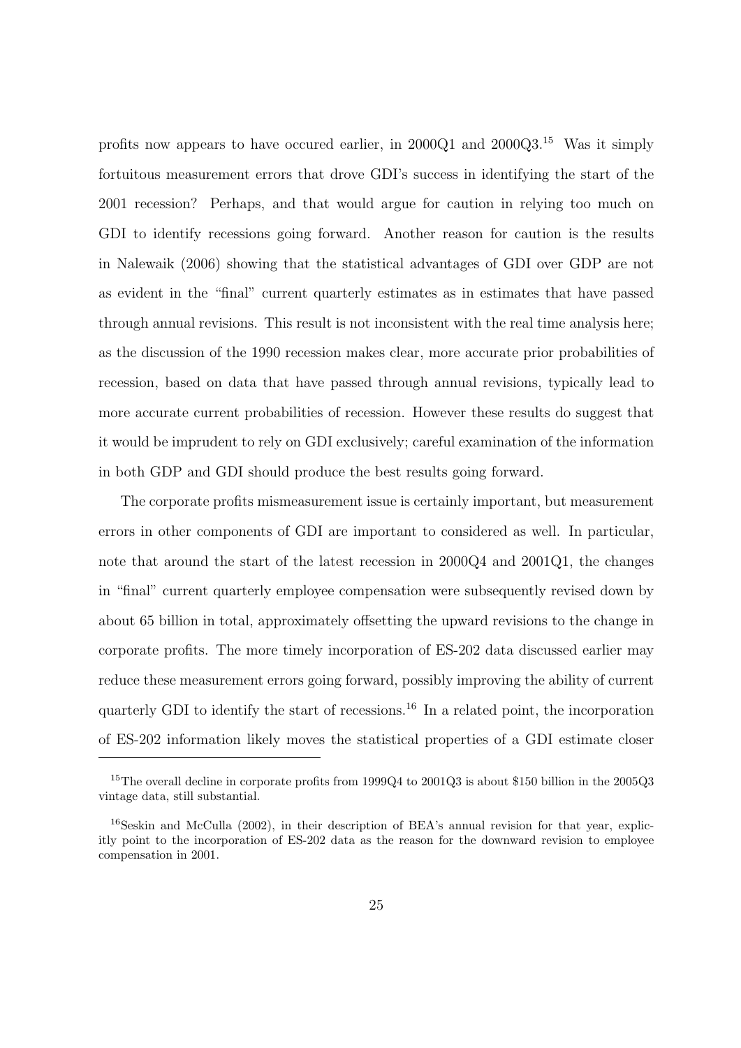profits now appears to have occured earlier, in 2000Q1 and 2000Q3.[15] Was it simply fortuitous measurement errors that drove GDI's success in identifying the start of the 2001 recession? Perhaps, and that would argue for caution in relying too much on GDI to identify recessions going forward. Another reason for caution is the results in Nalewaik (2006) showing that the statistical advantages of GDI over GDP are not as evident in the "final" current quarterly estimates as in estimates that have passed through annual revisions. This result is not inconsistent with the real time analysis here; as the discussion of the 1990 recession makes clear, more accurate prior probabilities of recession, based on data that have passed through annual revisions, typically lead to more accurate current probabilities of recession. However these results do suggest that it would be imprudent to rely on GDI exclusively; careful examination of the information in both GDP and GDI should produce the best results going forward.

The corporate profits mismeasurement issue is certainly important, but measurement errors in other components of GDI are important to considered as well. In particular, note that around the start of the latest recession in 2000Q4 and 2001Q1, the changes in "final" current quarterly employee compensation were subsequently revised down by about 65 billion in total, approximately offsetting the upward revisions to the change in corporate profits. The more timely incorporation of ES-202 data discussed earlier may reduce these measurement errors going forward, possibly improving the ability of current quarterly GDI to identify the start of recessions.[16] In a related point, the incorporation of ES-202 information likely moves the statistical properties of a GDI estimate closer

[15] The overall decline in corporate profits from 1999Q4 to 2001Q3 is about $150 billion in the 2005Q3 vintage data, still substantial.

[16] Seskin and McCulla (2002), in their description of BEA's annual revision for that year, explicitly point to the incorporation of ES-202 data as the reason for the downward revision to employee compensation in 2001.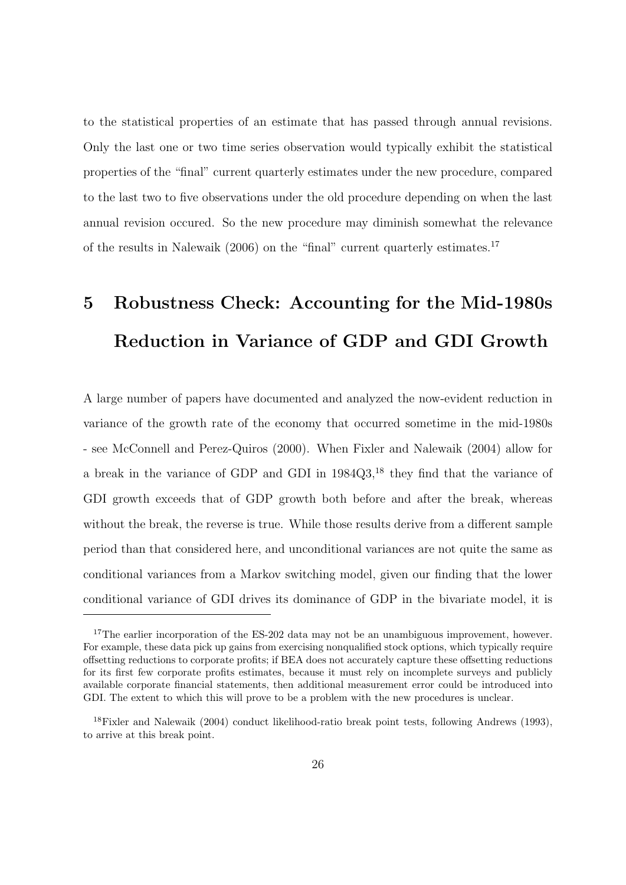to the statistical properties of an estimate that has passed through annual revisions. Only the last one or two time series observation would typically exhibit the statistical properties of the "final" current quarterly estimates under the new procedure, compared to the last two to five observations under the old procedure depending on when the last annual revision occured. So the new procedure may diminish somewhat the relevance of the results in Nalewaik (2006) on the "final" current quarterly estimates.[17]

# 5 Robustness Check: Accounting for the Mid-1980s Reduction in Variance of GDP and GDI Growth

A large number of papers have documented and analyzed the now-evident reduction in variance of the growth rate of the economy that occurred sometime in the mid-1980s - see McConnell and Perez-Quiros (2000). When Fixler and Nalewaik (2004) allow for a break in the variance of GDP and GDI in 1984Q3,[18] they find that the variance of GDI growth exceeds that of GDP growth both before and after the break, whereas without the break, the reverse is true. While those results derive from a different sample period than that considered here, and unconditional variances are not quite the same as conditional variances from a Markov switching model, given our finding that the lower conditional variance of GDI drives its dominance of GDP in the bivariate model, it is

[17] The earlier incorporation of the ES-202 data may not be an unambiguous improvement, however. For example, these data pick up gains from exercising nonqualified stock options, which typically require offsetting reductions to corporate profits; if BEA does not accurately capture these offsetting reductions for its first few corporate profits estimates, because it must rely on incomplete surveys and publicly available corporate financial statements, then additional measurement error could be introduced into GDI. The extent to which this will prove to be a problem with the new procedures is unclear.

[18] Fixler and Nalewaik (2004) conduct likelihood-ratio break point tests, following Andrews (1993), to arrive at this break point.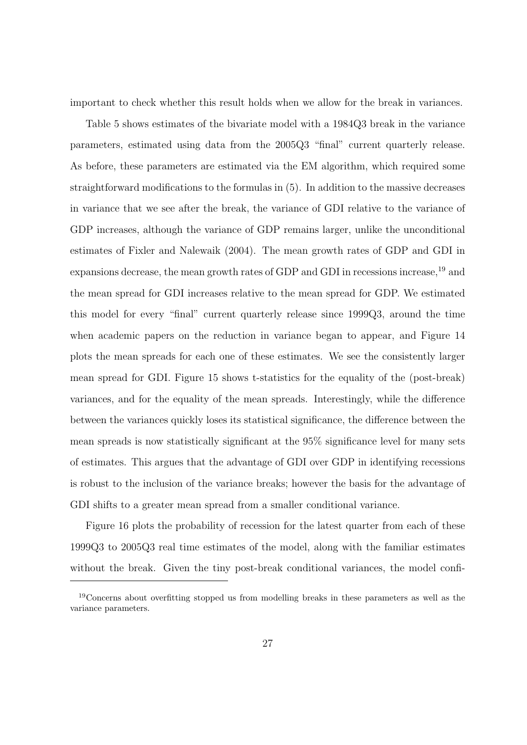important to check whether this result holds when we allow for the break in variances.

Table 5 shows estimates of the bivariate model with a 1984Q3 break in the variance parameters, estimated using data from the 2005Q3 "final" current quarterly release. As before, these parameters are estimated via the EM algorithm, which required some straightforward modifications to the formulas in (5). In addition to the massive decreases in variance that we see after the break, the variance of GDI relative to the variance of GDP increases, although the variance of GDP remains larger, unlike the unconditional estimates of Fixler and Nalewaik (2004). The mean growth rates of GDP and GDI in expansions decrease, the mean growth rates of GDP and GDI in recessions increase,[19] and the mean spread for GDI increases relative to the mean spread for GDP. We estimated this model for every "final" current quarterly release since 1999Q3, around the time when academic papers on the reduction in variance began to appear, and Figure 14 plots the mean spreads for each one of these estimates. We see the consistently larger mean spread for GDI. Figure 15 shows t-statistics for the equality of the (post-break) variances, and for the equality of the mean spreads. Interestingly, while the difference between the variances quickly loses its statistical significance, the difference between the mean spreads is now statistically significant at the 95% significance level for many sets of estimates. This argues that the advantage of GDI over GDP in identifying recessions is robust to the inclusion of the variance breaks; however the basis for the advantage of GDI shifts to a greater mean spread from a smaller conditional variance.

Figure 16 plots the probability of recession for the latest quarter from each of these 1999Q3 to 2005Q3 real time estimates of the model, along with the familiar estimates without the break. Given the tiny post-break conditional variances, the model confi-

[19] Concerns about overfitting stopped us from modelling breaks in these parameters as well as the variance parameters.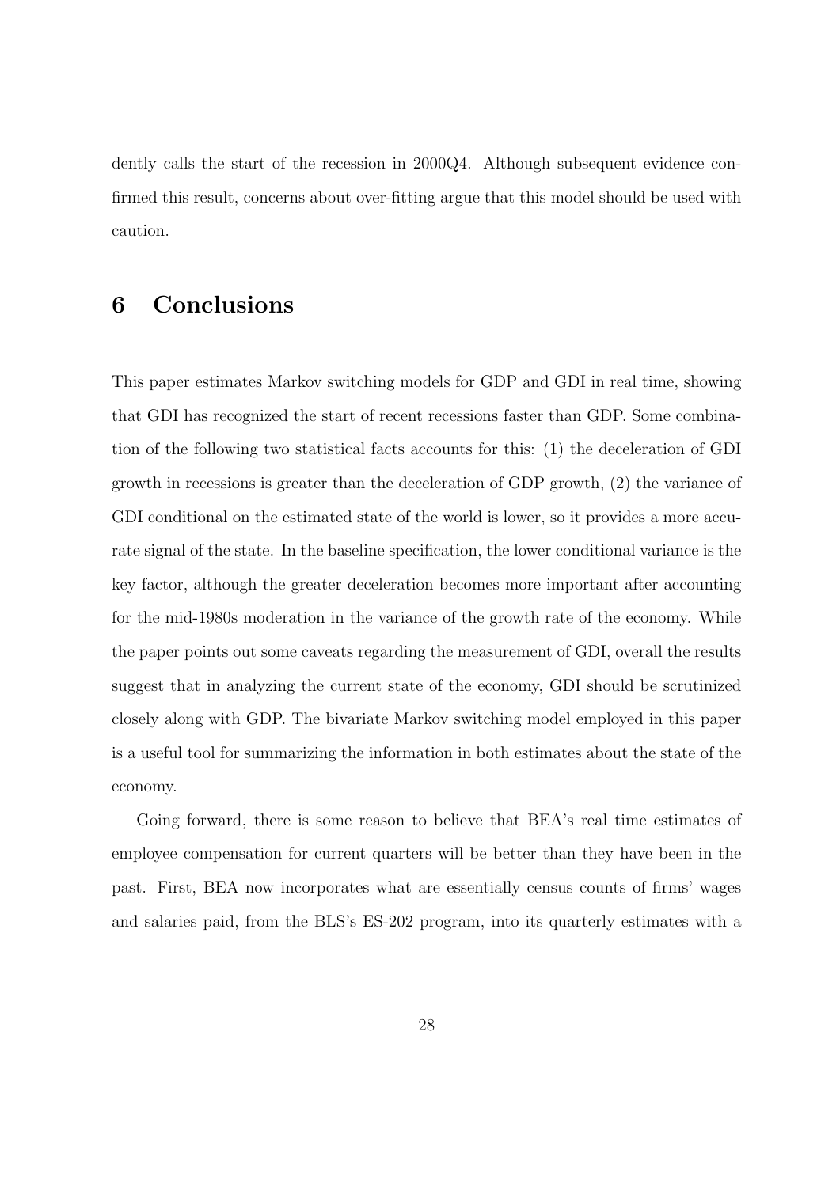dently calls the start of the recession in 2000Q4. Although subsequent evidence confirmed this result, concerns about over-fitting argue that this model should be used with caution.

## 6 Conclusions

This paper estimates Markov switching models for GDP and GDI in real time, showing that GDI has recognized the start of recent recessions faster than GDP. Some combination of the following two statistical facts accounts for this: (1) the deceleration of GDI growth in recessions is greater than the deceleration of GDP growth, (2) the variance of GDI conditional on the estimated state of the world is lower, so it provides a more accurate signal of the state. In the baseline specification, the lower conditional variance is the key factor, although the greater deceleration becomes more important after accounting for the mid-1980s moderation in the variance of the growth rate of the economy. While the paper points out some caveats regarding the measurement of GDI, overall the results suggest that in analyzing the current state of the economy, GDI should be scrutinized closely along with GDP. The bivariate Markov switching model employed in this paper is a useful tool for summarizing the information in both estimates about the state of the economy.

Going forward, there is some reason to believe that BEA's real time estimates of employee compensation for current quarters will be better than they have been in the past. First, BEA now incorporates what are essentially census counts of firms' wages and salaries paid, from the BLS's ES-202 program, into its quarterly estimates with a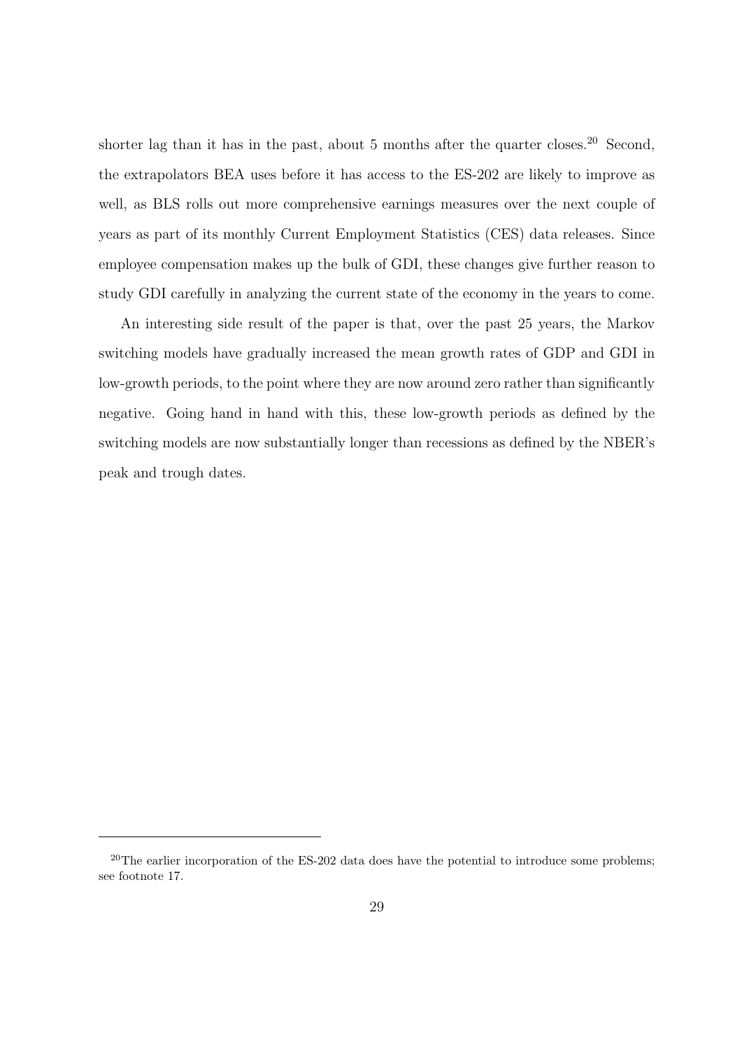shorter lag than it has in the past, about 5 months after the quarter closes.[20] Second, the extrapolators BEA uses before it has access to the ES-202 are likely to improve as well, as BLS rolls out more comprehensive earnings measures over the next couple of years as part of its monthly Current Employment Statistics (CES) data releases. Since employee compensation makes up the bulk of GDI, these changes give further reason to study GDI carefully in analyzing the current state of the economy in the years to come.

An interesting side result of the paper is that, over the past 25 years, the Markov switching models have gradually increased the mean growth rates of GDP and GDI in low-growth periods, to the point where they are now around zero rather than significantly negative. Going hand in hand with this, these low-growth periods as defined by the switching models are now substantially longer than recessions as defined by the NBER's peak and trough dates.

[20] The earlier incorporation of the ES-202 data does have the potential to introduce some problems; see footnote 17.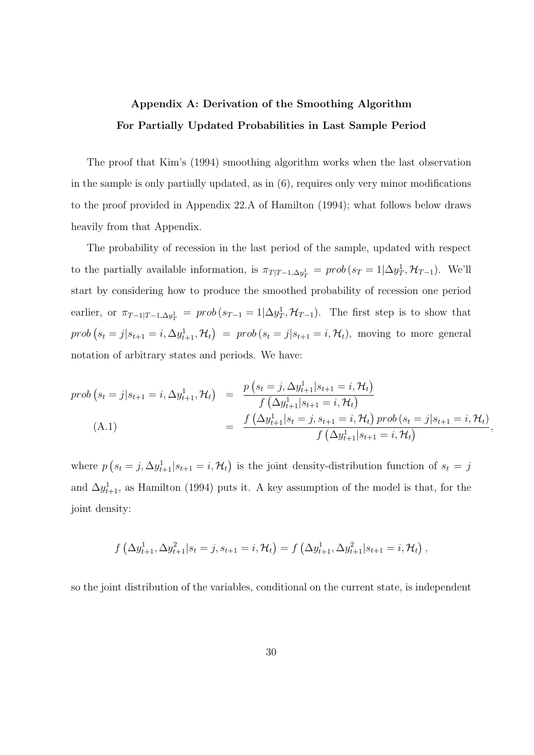## Appendix A: Derivation of the Smoothing Algorithm For Partially Updated Probabilities in Last Sample Period

The proof that Kim's (1994) smoothing algorithm works when the last observation in the sample is only partially updated, as in (6), requires only very minor modifications to the proof provided in Appendix 22.A of Hamilton (1994); what follows below draws heavily from that Appendix.

The probability of recession in the last period of the sample, updated with respect to the partially available information, is $\pi_{T|T-1,\Delta y_T^1} = prob\left(s_T = 1|\Delta y_T^1, \mathcal{H}_{T-1}\right)$. We'll start by considering how to produce the smoothed probability of recession one period earlier, or $\pi_{T-1|T-1,\Delta y_T^1} = prob\left(s_{T-1} = 1|\Delta y_T^1, \mathcal{H}_{T-1}\right)$. The first step is to show that $prob\left(s_t = j|s_{t+1} = i, \Delta y_{t+1}^1, \mathcal{H}_t\right) = prob\left(s_t = j|s_{t+1} = i, \mathcal{H}_t\right)$, moving to more general notation of arbitrary states and periods. We have:

$$
\begin{aligned}
prob\left(s_t = j|s_{t+1} = i, \Delta y_{t+1}^1, \mathcal{H}_t\right) &= \frac{p\left(s_t = j, \Delta y_{t+1}^1|s_{t+1} = i, \mathcal{H}_t\right)}{f\left(\Delta y_{t+1}^1|s_{t+1} = i, \mathcal{H}_t\right)} \\
&= \frac{f\left(\Delta y_{t+1}^1|s_t = j, s_{t+1} = i, \mathcal{H}_t\right) prob\left(s_t = j|s_{t+1} = i, \mathcal{H}_t\right)}{f\left(\Delta y_{t+1}^1|s_{t+1} = i, \mathcal{H}_t\right)}, \qquad \text{(A.1)}
\end{aligned}
$$

where $p\left(s_t = j, \Delta y_{t+1}^1|s_{t+1} = i, \mathcal{H}_t\right)$ is the joint density-distribution function of $s_t = j$ and $\Delta y_{t+1}^1$, as Hamilton (1994) puts it. A key assumption of the model is that, for the joint density:

$$
f\left(\Delta y_{t+1}^1, \Delta y_{t+1}^2|s_t = j, s_{t+1} = i, \mathcal{H}_t\right) = f\left(\Delta y_{t+1}^1, \Delta y_{t+1}^2|s_{t+1} = i, \mathcal{H}_t\right),
$$

so the joint distribution of the variables, conditional on the current state, is independent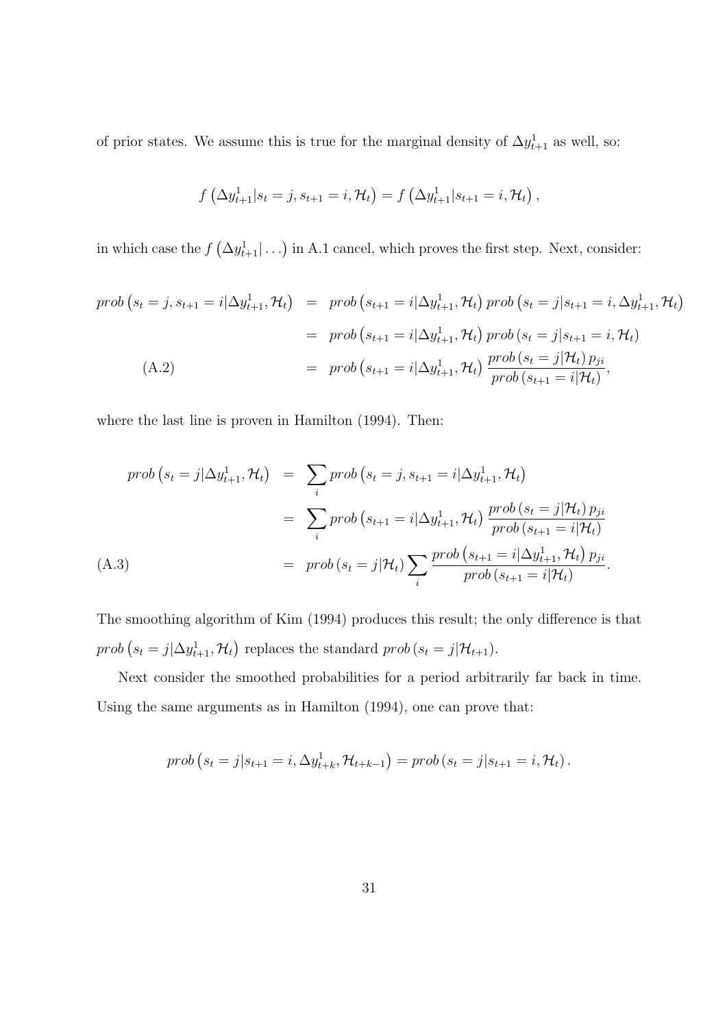of prior states. We assume this is true for the marginal density of $\Delta y^1_{t+1}$ as well, so:

$$f\left(\Delta y^1_{t+1}|s_t = j, s_{t+1} = i, \mathcal{H}_t\right) = f\left(\Delta y^1_{t+1}|s_{t+1} = i, \mathcal{H}_t\right),$$

in which case the $f\left(\Delta y^1_{t+1}|\ldots\right)$ in A.1 cancel, which proves the first step. Next, consider:

$$\begin{aligned}
prob\left(s_t = j, s_{t+1} = i|\Delta y^1_{t+1}, \mathcal{H}_t\right) &= prob\left(s_{t+1} = i|\Delta y^1_{t+1}, \mathcal{H}_t\right) prob\left(s_t = j|s_{t+1} = i, \Delta y^1_{t+1}, \mathcal{H}_t\right) \\
&= prob\left(s_{t+1} = i|\Delta y^1_{t+1}, \mathcal{H}_t\right) prob\left(s_t = j|s_{t+1} = i, \mathcal{H}_t\right) \\
&= prob\left(s_{t+1} = i|\Delta y^1_{t+1}, \mathcal{H}_t\right) \frac{prob\left(s_t = j|\mathcal{H}_t\right) p_{ji}}{prob\left(s_{t+1} = i|\mathcal{H}_t\right)}, \qquad \text{(A.2)}
\end{aligned}$$

where the last line is proven in Hamilton (1994). Then:

$$\begin{aligned}
prob\left(s_t = j|\Delta y^1_{t+1}, \mathcal{H}_t\right) &= \sum_i prob\left(s_t = j, s_{t+1} = i|\Delta y^1_{t+1}, \mathcal{H}_t\right) \\
&= \sum_i prob\left(s_{t+1} = i|\Delta y^1_{t+1}, \mathcal{H}_t\right) \frac{prob\left(s_t = j|\mathcal{H}_t\right) p_{ji}}{prob\left(s_{t+1} = i|\mathcal{H}_t\right)} \\
&= prob\left(s_t = j|\mathcal{H}_t\right) \sum_i \frac{prob\left(s_{t+1} = i|\Delta y^1_{t+1}, \mathcal{H}_t\right) p_{ji}}{prob\left(s_{t+1} = i|\mathcal{H}_t\right)}. \qquad \text{(A.3)}
\end{aligned}$$

The smoothing algorithm of Kim (1994) produces this result; the only difference is that $prob\left(s_t = j|\Delta y^1_{t+1}, \mathcal{H}_t\right)$ replaces the standard $prob\left(s_t = j|\mathcal{H}_{t+1}\right)$.

Next consider the smoothed probabilities for a period arbitrarily far back in time. Using the same arguments as in Hamilton (1994), one can prove that:

$$prob\left(s_t = j|s_{t+1} = i, \Delta y^1_{t+k}, \mathcal{H}_{t+k-1}\right) = prob\left(s_t = j|s_{t+1} = i, \mathcal{H}_t\right).$$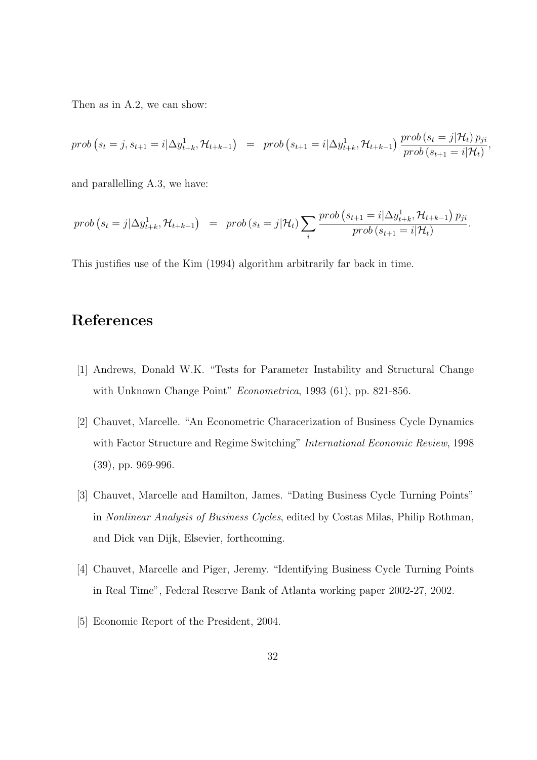Then as in A.2, we can show:

$$prob\left(s_t = j, s_{t+1} = i | \Delta y^1_{t+k}, \mathcal{H}_{t+k-1}\right) = prob\left(s_{t+1} = i | \Delta y^1_{t+k}, \mathcal{H}_{t+k-1}\right) \frac{prob\left(s_t = j | \mathcal{H}_t\right) p_{ji}}{prob\left(s_{t+1} = i | \mathcal{H}_t\right)},$$

and parallelling A.3, we have:

$$prob\left(s_t = j | \Delta y^1_{t+k}, \mathcal{H}_{t+k-1}\right) = prob\left(s_t = j | \mathcal{H}_t\right) \sum_i \frac{prob\left(s_{t+1} = i | \Delta y^1_{t+k}, \mathcal{H}_{t+k-1}\right) p_{ji}}{prob\left(s_{t+1} = i | \mathcal{H}_t\right)}.$$

This justifies use of the Kim (1994) algorithm arbitrarily far back in time.

# References

[1] Andrews, Donald W.K. "Tests for Parameter Instability and Structural Change with Unknown Change Point" *Econometrica*, 1993 (61), pp. 821-856.

[2] Chauvet, Marcelle. "An Econometric Characerization of Business Cycle Dynamics with Factor Structure and Regime Switching" *International Economic Review*, 1998 (39), pp. 969-996.

[3] Chauvet, Marcelle and Hamilton, James. "Dating Business Cycle Turning Points" in *Nonlinear Analysis of Business Cycles*, edited by Costas Milas, Philip Rothman, and Dick van Dijk, Elsevier, forthcoming.

[4] Chauvet, Marcelle and Piger, Jeremy. "Identifying Business Cycle Turning Points in Real Time", Federal Reserve Bank of Atlanta working paper 2002-27, 2002.

[5] Economic Report of the President, 2004.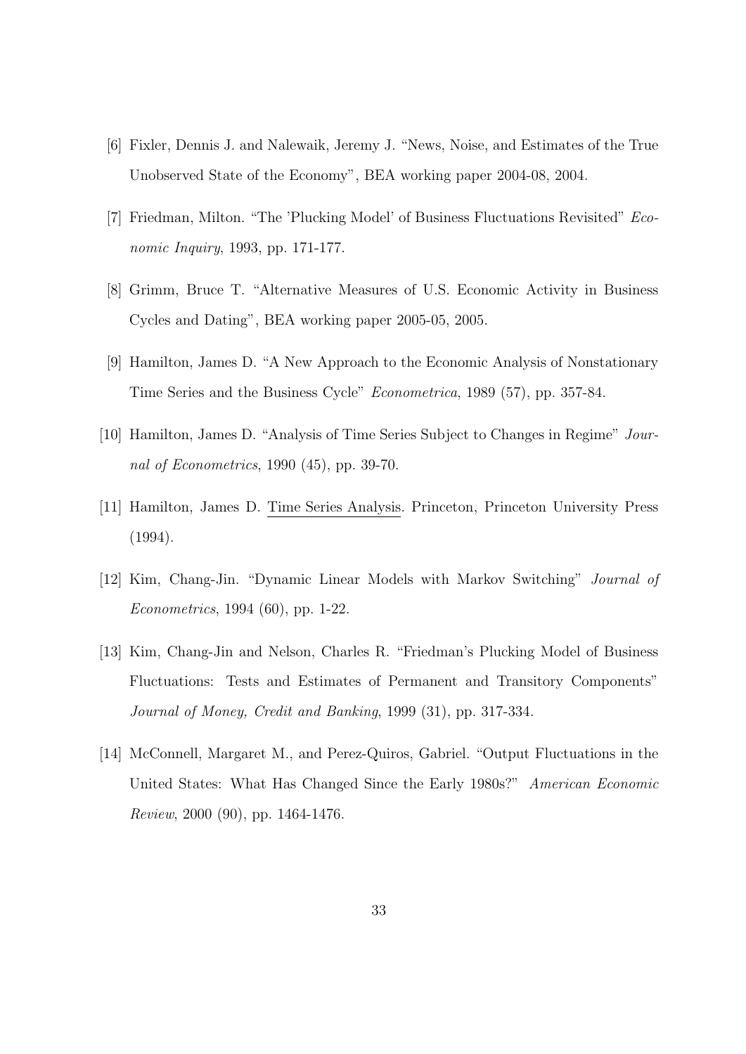[6] Fixler, Dennis J. and Nalewaik, Jeremy J. "News, Noise, and Estimates of the True Unobserved State of the Economy", BEA working paper 2004-08, 2004.

[7] Friedman, Milton. "The 'Plucking Model' of Business Fluctuations Revisited" *Economic Inquiry*, 1993, pp. 171-177.

[8] Grimm, Bruce T. "Alternative Measures of U.S. Economic Activity in Business Cycles and Dating", BEA working paper 2005-05, 2005.

[9] Hamilton, James D. "A New Approach to the Economic Analysis of Nonstationary Time Series and the Business Cycle" *Econometrica*, 1989 (57), pp. 357-84.

[10] Hamilton, James D. "Analysis of Time Series Subject to Changes in Regime" *Journal of Econometrics*, 1990 (45), pp. 39-70.

[11] Hamilton, James D. Time Series Analysis. Princeton, Princeton University Press (1994).

[12] Kim, Chang-Jin. "Dynamic Linear Models with Markov Switching" *Journal of Econometrics*, 1994 (60), pp. 1-22.

[13] Kim, Chang-Jin and Nelson, Charles R. "Friedman's Plucking Model of Business Fluctuations: Tests and Estimates of Permanent and Transitory Components" *Journal of Money, Credit and Banking*, 1999 (31), pp. 317-334.

[14] McConnell, Margaret M., and Perez-Quiros, Gabriel. "Output Fluctuations in the United States: What Has Changed Since the Early 1980s?" *American Economic Review*, 2000 (90), pp. 1464-1476.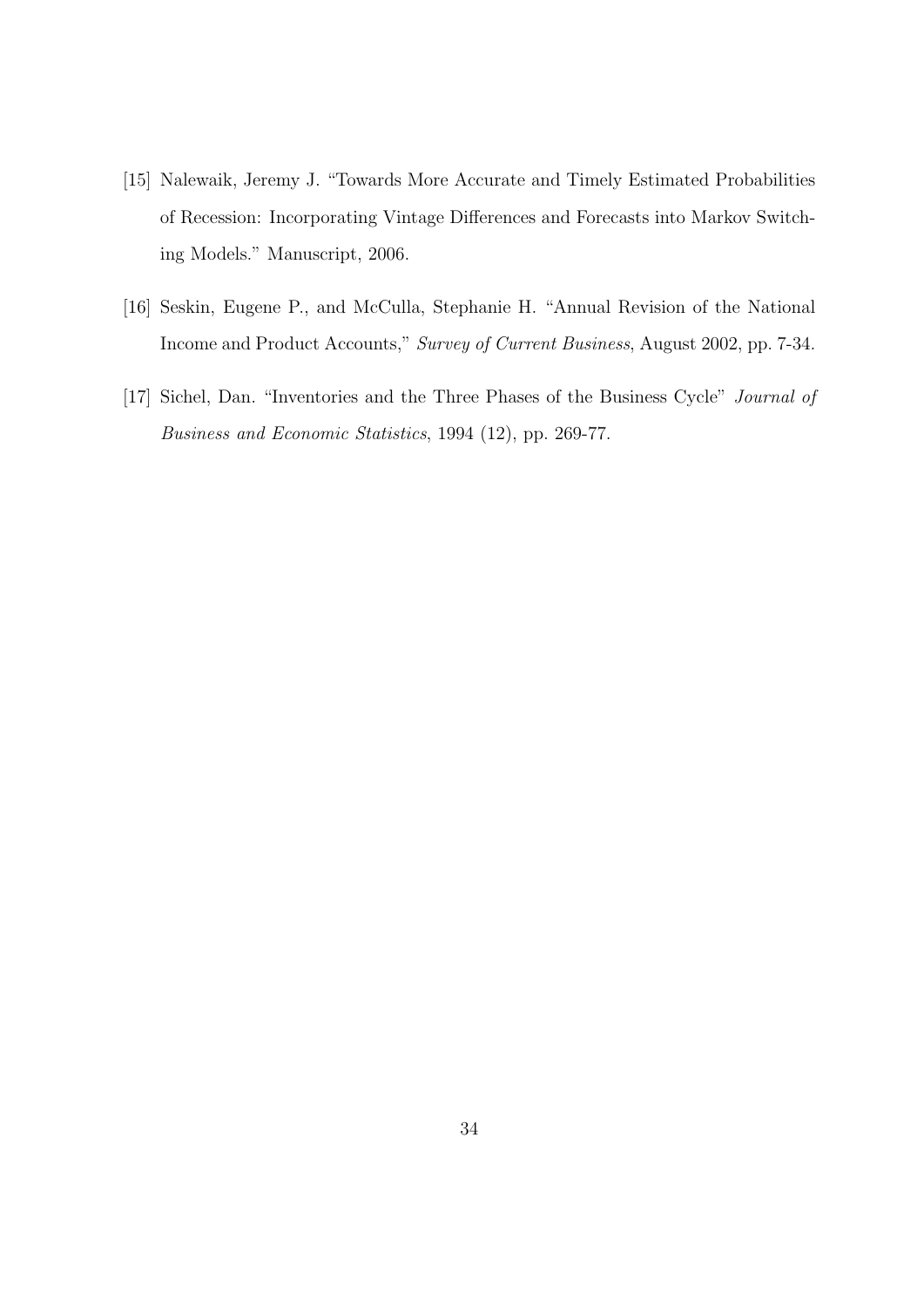[15] Nalewaik, Jeremy J. "Towards More Accurate and Timely Estimated Probabilities of Recession: Incorporating Vintage Differences and Forecasts into Markov Switching Models." Manuscript, 2006.

[16] Seskin, Eugene P., and McCulla, Stephanie H. "Annual Revision of the National Income and Product Accounts," *Survey of Current Business*, August 2002, pp. 7-34.

[17] Sichel, Dan. "Inventories and the Three Phases of the Business Cycle" *Journal of Business and Economic Statistics*, 1994 (12), pp. 269-77.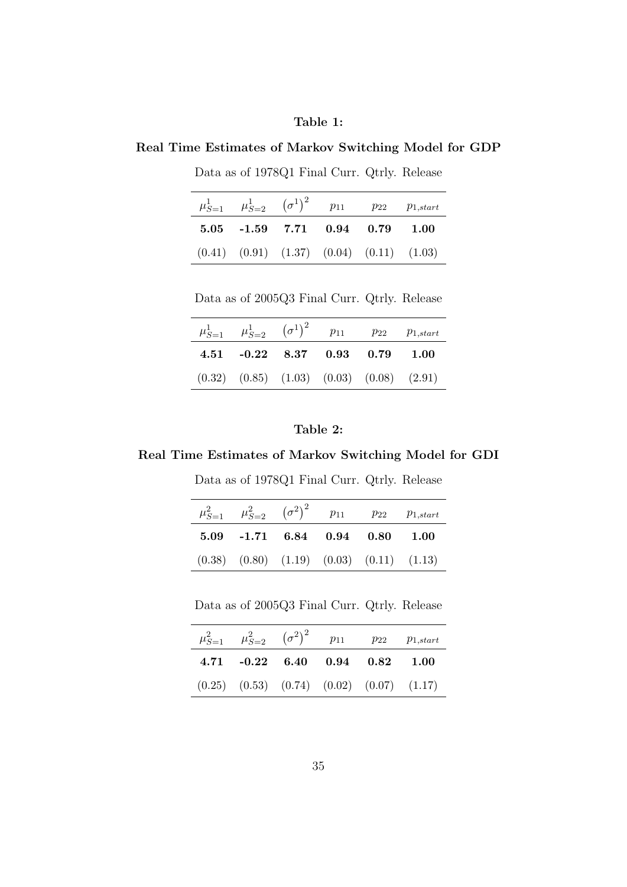**Table 1:**

**Real Time Estimates of Markov Switching Model for GDP**

Data as of 1978Q1 Final Curr. Qtrly. Release

| $\mu^1_{S=1}$ | $\mu^1_{S=2}$ | $\left(\sigma^1\right)^2$ | $p_{11}$ | $p_{22}$ | $p_{1,start}$ |
|---|---|---|---|---|---|
| **5.05** | **-1.59** | **7.71** | **0.94** | **0.79** | **1.00** |
| (0.41) | (0.91) | (1.37) | (0.04) | (0.11) | (1.03) |

Data as of 2005Q3 Final Curr. Qtrly. Release

| $\mu^1_{S=1}$ | $\mu^1_{S=2}$ | $\left(\sigma^1\right)^2$ | $p_{11}$ | $p_{22}$ | $p_{1,start}$ |
|---|---|---|---|---|---|
| **4.51** | **-0.22** | **8.37** | **0.93** | **0.79** | **1.00** |
| (0.32) | (0.85) | (1.03) | (0.03) | (0.08) | (2.91) |

**Table 2:**

**Real Time Estimates of Markov Switching Model for GDI**

Data as of 1978Q1 Final Curr. Qtrly. Release

| $\mu^2_{S=1}$ | $\mu^2_{S=2}$ | $\left(\sigma^2\right)^2$ | $p_{11}$ | $p_{22}$ | $p_{1,start}$ |
|---|---|---|---|---|---|
| **5.09** | **-1.71** | **6.84** | **0.94** | **0.80** | **1.00** |
| (0.38) | (0.80) | (1.19) | (0.03) | (0.11) | (1.13) |

Data as of 2005Q3 Final Curr. Qtrly. Release

| $\mu^2_{S=1}$ | $\mu^2_{S=2}$ | $\left(\sigma^2\right)^2$ | $p_{11}$ | $p_{22}$ | $p_{1,start}$ |
|---|---|---|---|---|---|
| **4.71** | **-0.22** | **6.40** | **0.94** | **0.82** | **1.00** |
| (0.25) | (0.53) | (0.74) | (0.02) | (0.07) | (1.17) |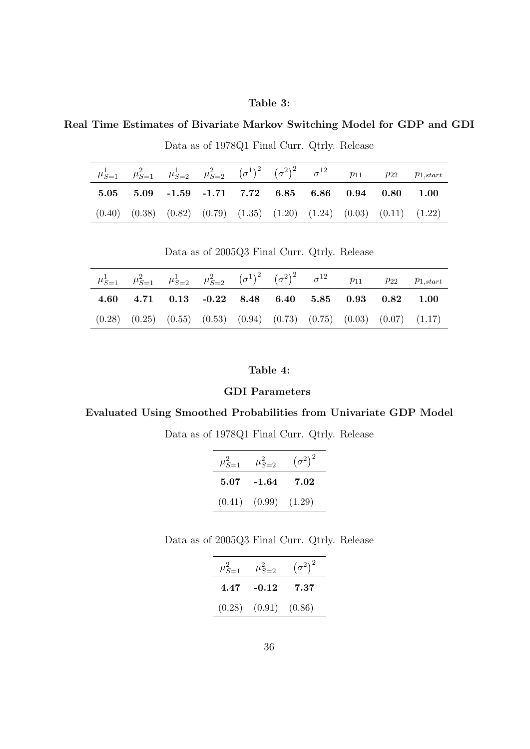**Table 3:**

**Real Time Estimates of Bivariate Markov Switching Model for GDP and GDI**

Data as of 1978Q1 Final Curr. Qtrly. Release

| $\mu^1_{S=1}$ | $\mu^2_{S=1}$ | $\mu^1_{S=2}$ | $\mu^2_{S=2}$ | $(\sigma^1)^2$ | $(\sigma^2)^2$ | $\sigma^{12}$ | $p_{11}$ | $p_{22}$ | $p_{1,start}$ |
|---|---|---|---|---|---|---|---|---|---|
| **5.05** | **5.09** | **-1.59** | **-1.71** | **7.72** | **6.85** | **6.86** | **0.94** | **0.80** | **1.00** |
| (0.40) | (0.38) | (0.82) | (0.79) | (1.35) | (1.20) | (1.24) | (0.03) | (0.11) | (1.22) |

Data as of 2005Q3 Final Curr. Qtrly. Release

| $\mu^1_{S=1}$ | $\mu^2_{S=1}$ | $\mu^1_{S=2}$ | $\mu^2_{S=2}$ | $(\sigma^1)^2$ | $(\sigma^2)^2$ | $\sigma^{12}$ | $p_{11}$ | $p_{22}$ | $p_{1,start}$ |
|---|---|---|---|---|---|---|---|---|---|
| **4.60** | **4.71** | **0.13** | **-0.22** | **8.48** | **6.40** | **5.85** | **0.93** | **0.82** | **1.00** |
| (0.28) | (0.25) | (0.55) | (0.53) | (0.94) | (0.73) | (0.75) | (0.03) | (0.07) | (1.17) |

**Table 4:**

**GDI Parameters**

**Evaluated Using Smoothed Probabilities from Univariate GDP Model**

Data as of 1978Q1 Final Curr. Qtrly. Release

| $\mu^2_{S=1}$ | $\mu^2_{S=2}$ | $(\sigma^2)^2$ |
|---|---|---|
| **5.07** | **-1.64** | **7.02** |
| (0.41) | (0.99) | (1.29) |

Data as of 2005Q3 Final Curr. Qtrly. Release

| $\mu^2_{S=1}$ | $\mu^2_{S=2}$ | $(\sigma^2)^2$ |
|---|---|---|
| **4.47** | **-0.12** | **7.37** |
| (0.28) | (0.91) | (0.86) |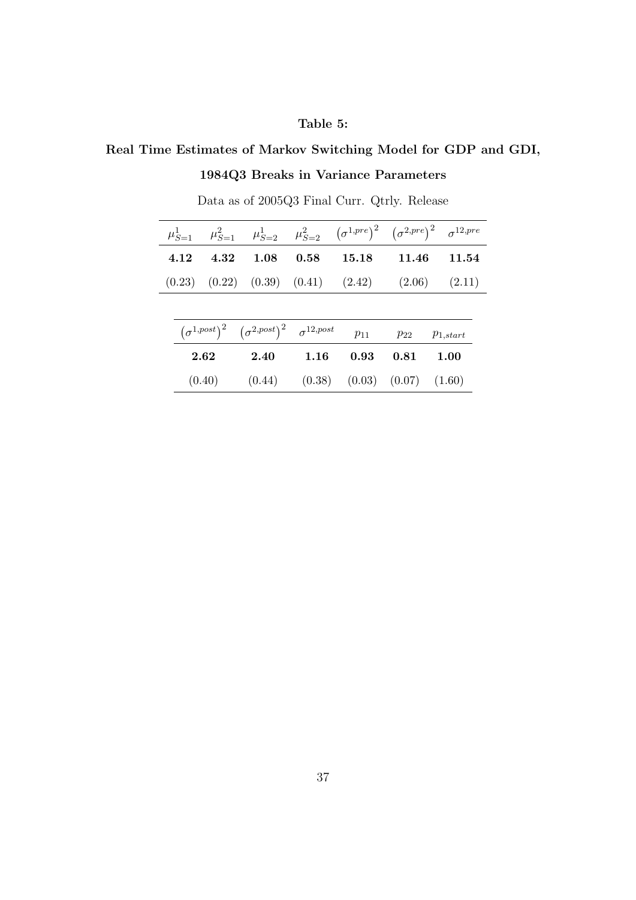**Table 5:**

**Real Time Estimates of Markov Switching Model for GDP and GDI,**

**1984Q3 Breaks in Variance Parameters**

Data as of 2005Q3 Final Curr. Qtrly. Release

| $\mu^1_{S=1}$ | $\mu^2_{S=1}$ | $\mu^1_{S=2}$ | $\mu^2_{S=2}$ | $\left(\sigma^{1,pre}\right)^2$ | $\left(\sigma^{2,pre}\right)^2$ | $\sigma^{12,pre}$ |
|---|---|---|---|---|---|---|
| **4.12** | **4.32** | **1.08** | **0.58** | **15.18** | **11.46** | **11.54** |
| (0.23) | (0.22) | (0.39) | (0.41) | (2.42) | (2.06) | (2.11) |

| $\left(\sigma^{1,post}\right)^2$ | $\left(\sigma^{2,post}\right)^2$ | $\sigma^{12,post}$ | $p_{11}$ | $p_{22}$ | $p_{1,start}$ |
|---|---|---|---|---|---|
| **2.62** | **2.40** | **1.16** | **0.93** | **0.81** | **1.00** |
| (0.40) | (0.44) | (0.38) | (0.03) | (0.07) | (1.60) |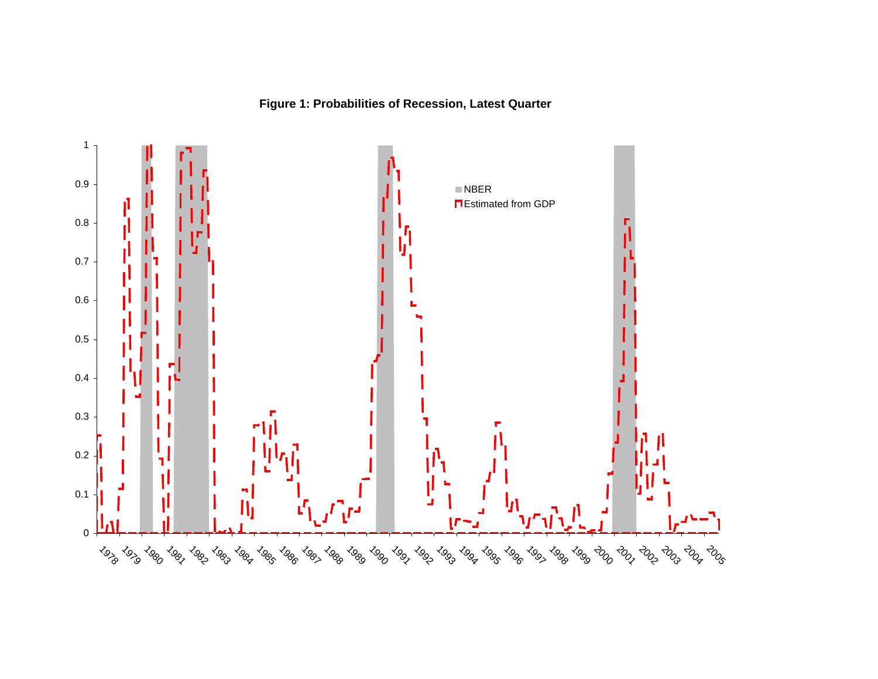**Figure 1: Probabilities of Recession, Latest Quarter**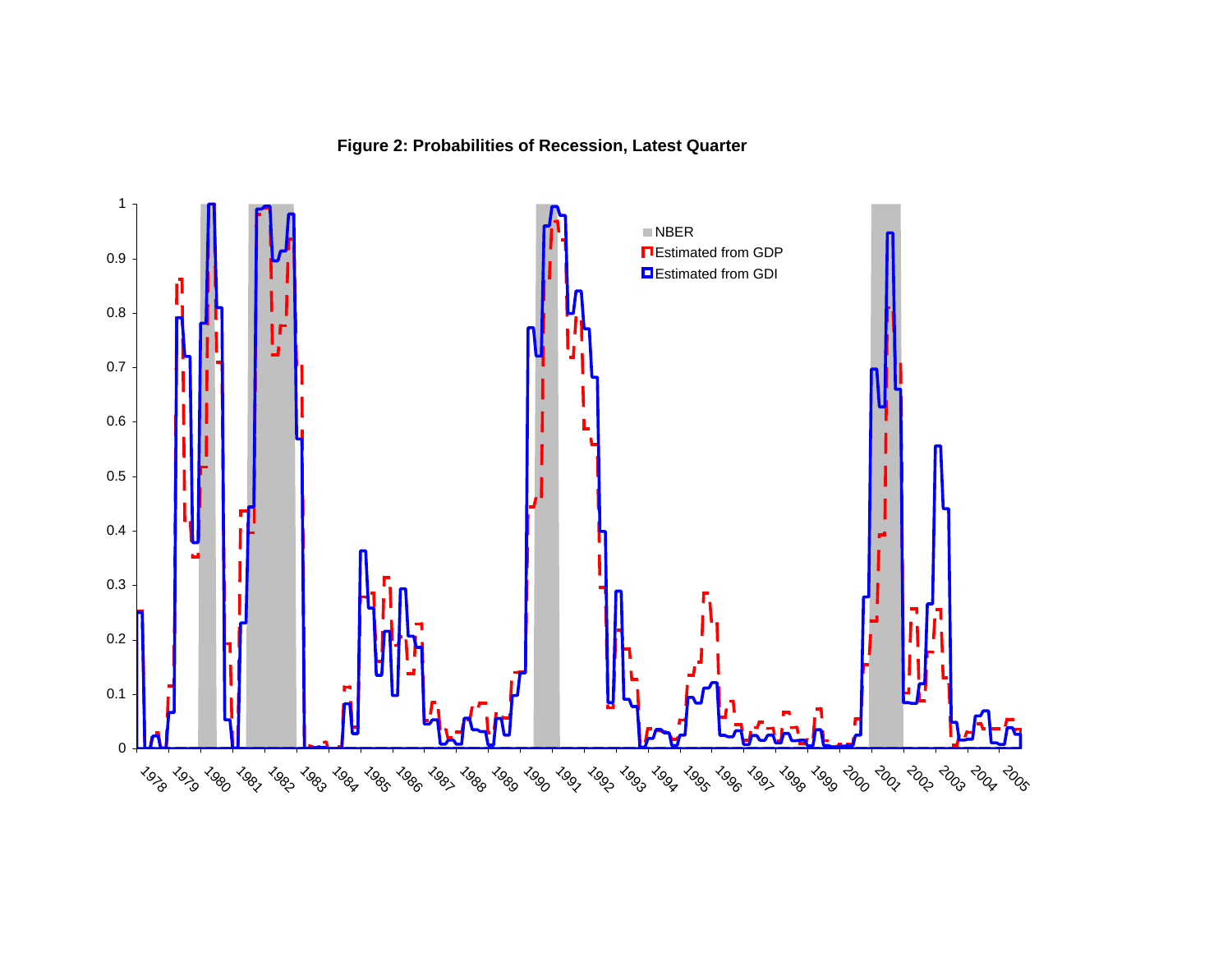**Figure 2: Probabilities of Recession, Latest Quarter**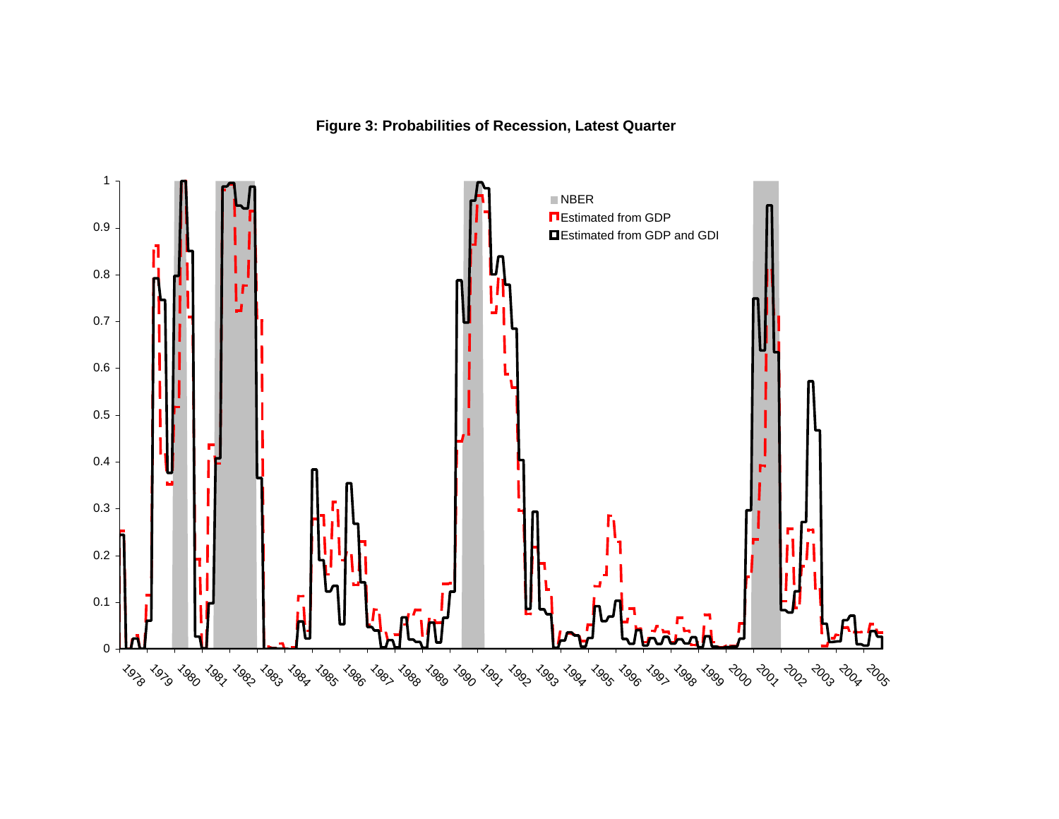**Figure 3: Probabilities of Recession, Latest Quarter**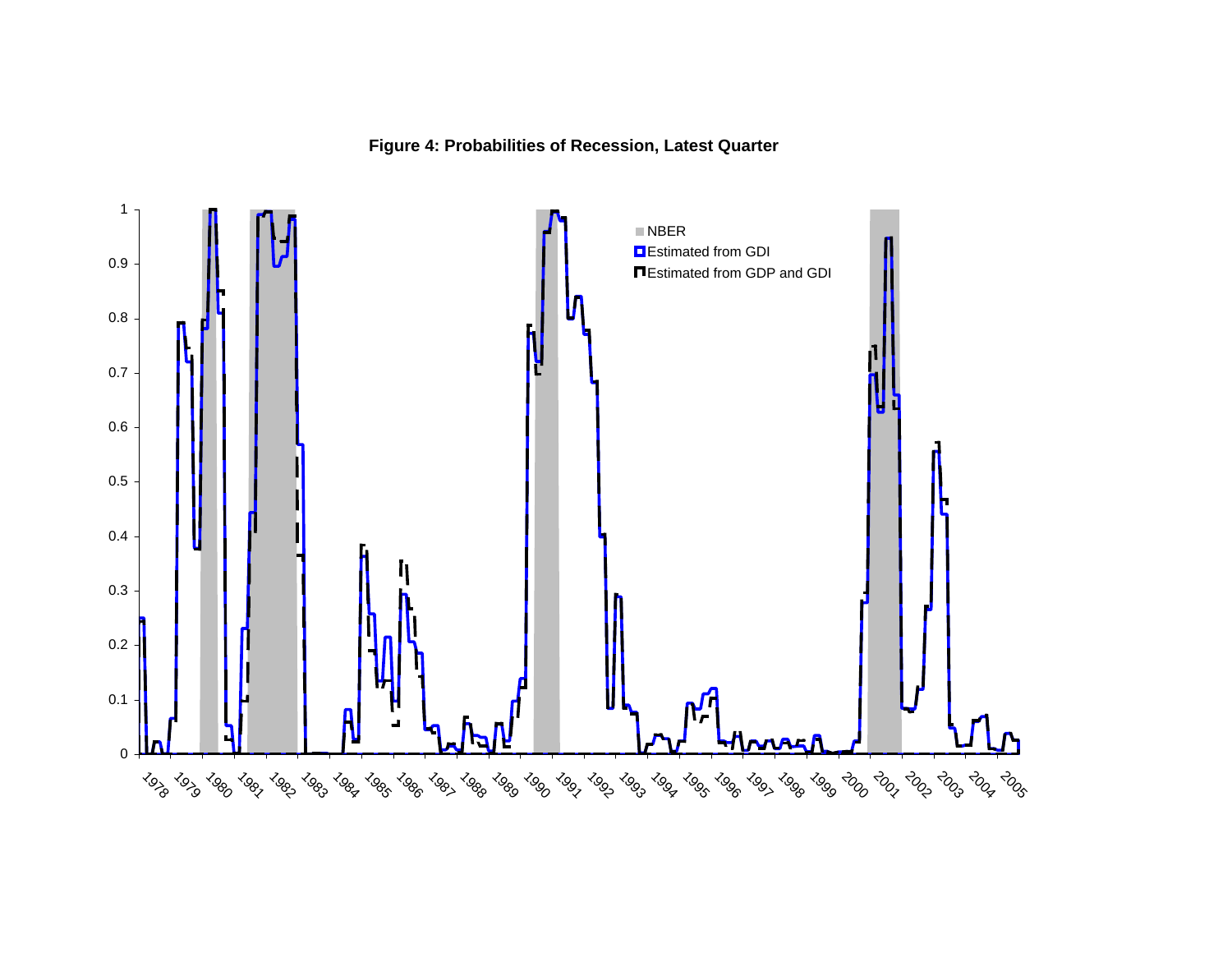**Figure 4: Probabilities of Recession, Latest Quarter**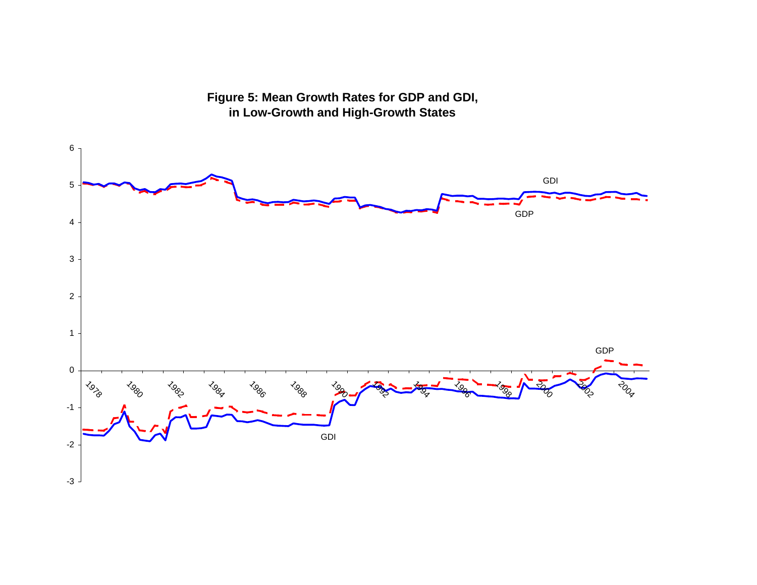**Figure 5: Mean Growth Rates for GDP and GDI, in Low-Growth and High-Growth States**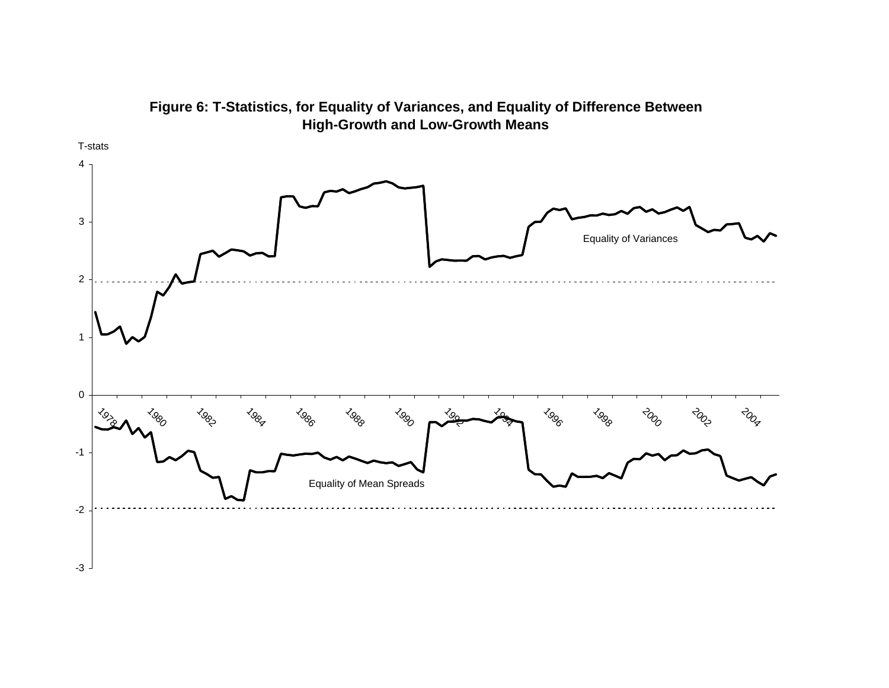**Figure 6: T-Statistics, for Equality of Variances, and Equality of Difference Between High-Growth and Low-Growth Means**

T-stats

Equality of Variances

Equality of Mean Spreads

1978 1980 1982 1984 1986 1988 1990 1992 1994 1996 1998 2000 2002 2004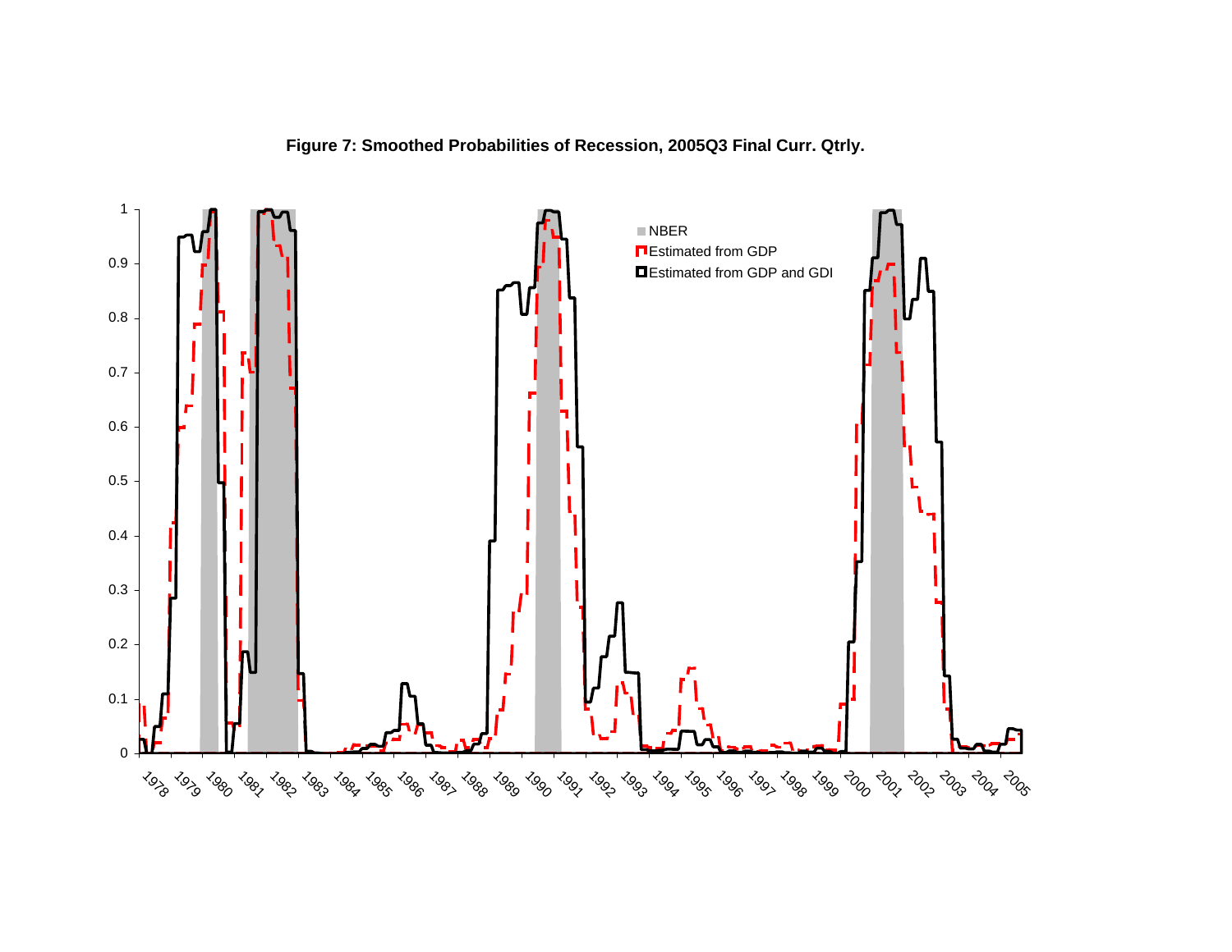**Figure 7: Smoothed Probabilities of Recession, 2005Q3 Final Curr. Qtrly.**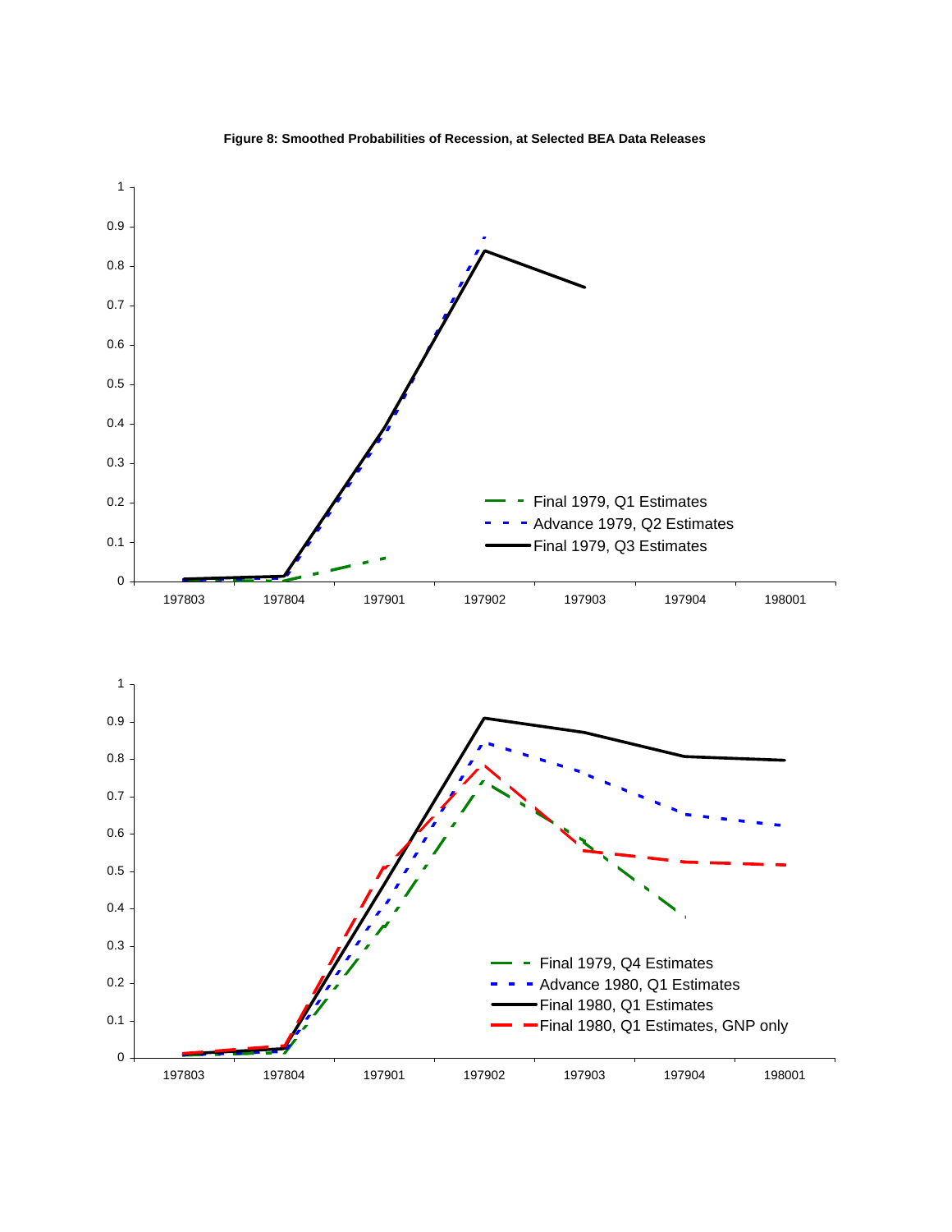**Figure 8: Smoothed Probabilities of Recession, at Selected BEA Data Releases**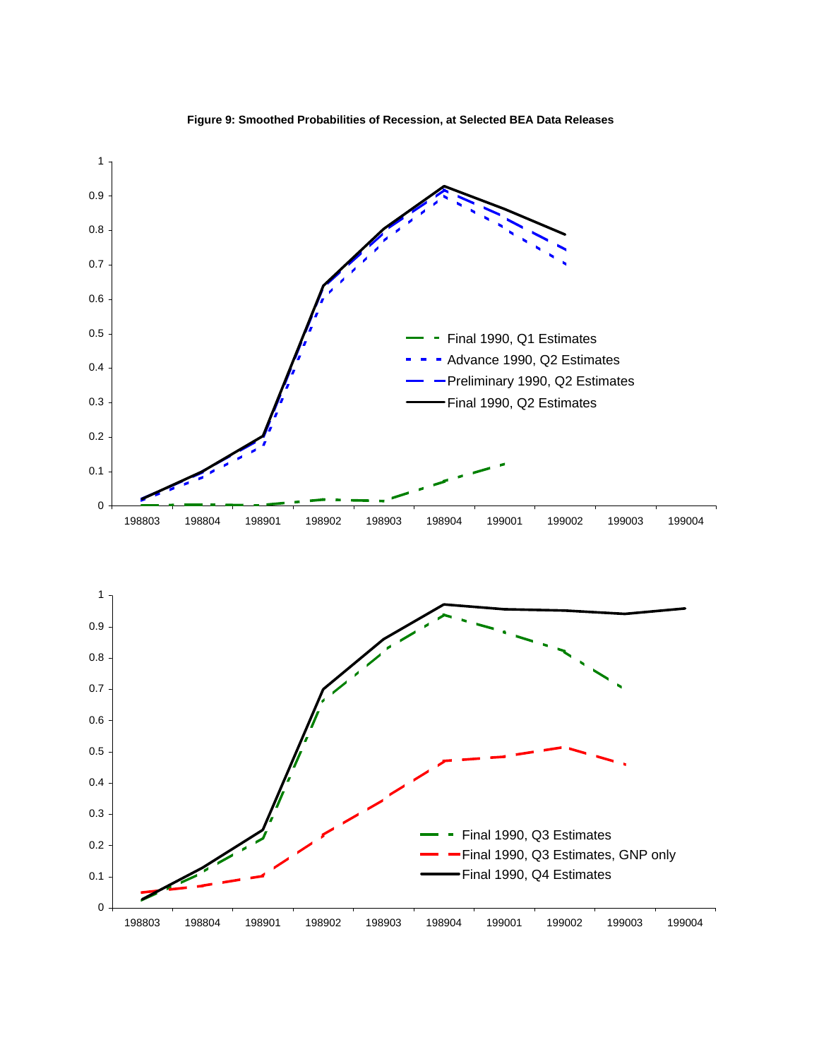**Figure 9: Smoothed Probabilities of Recession, at Selected BEA Data Releases**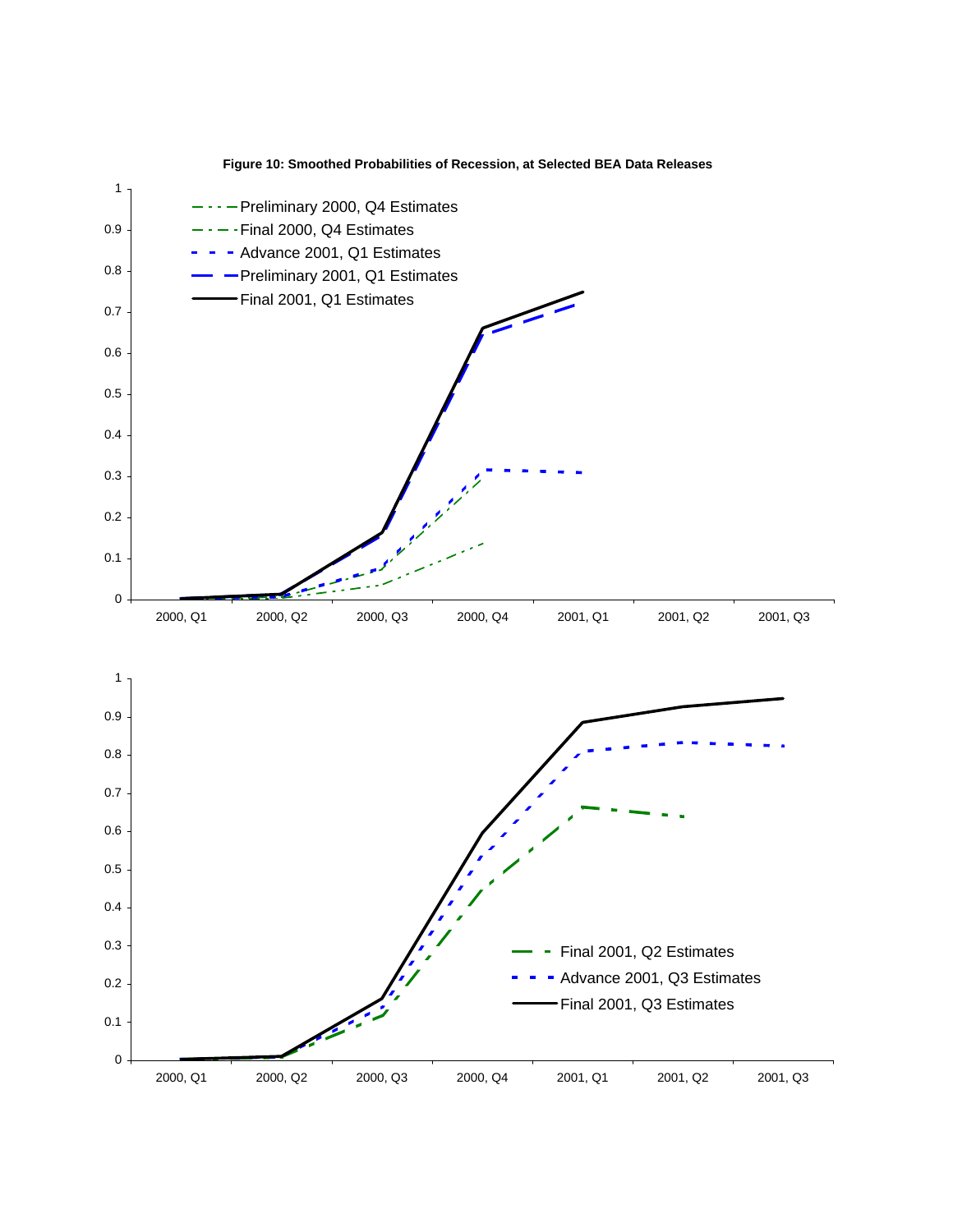**Figure 10: Smoothed Probabilities of Recession, at Selected BEA Data Releases**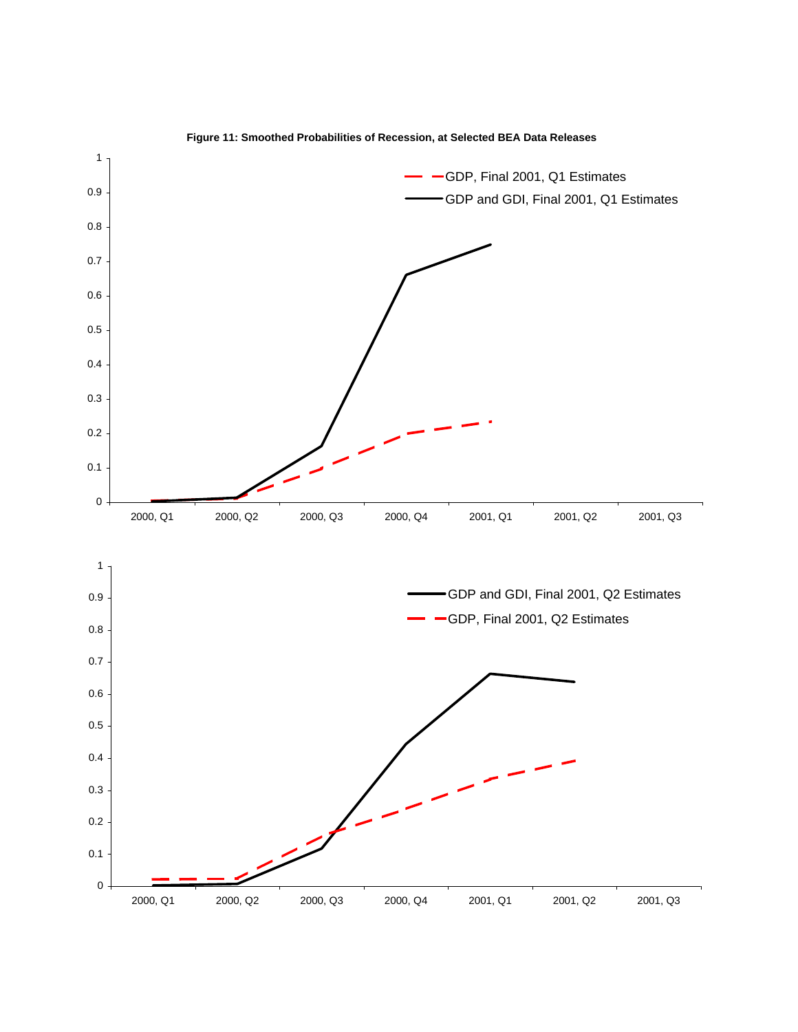**Figure 11: Smoothed Probabilities of Recession, at Selected BEA Data Releases**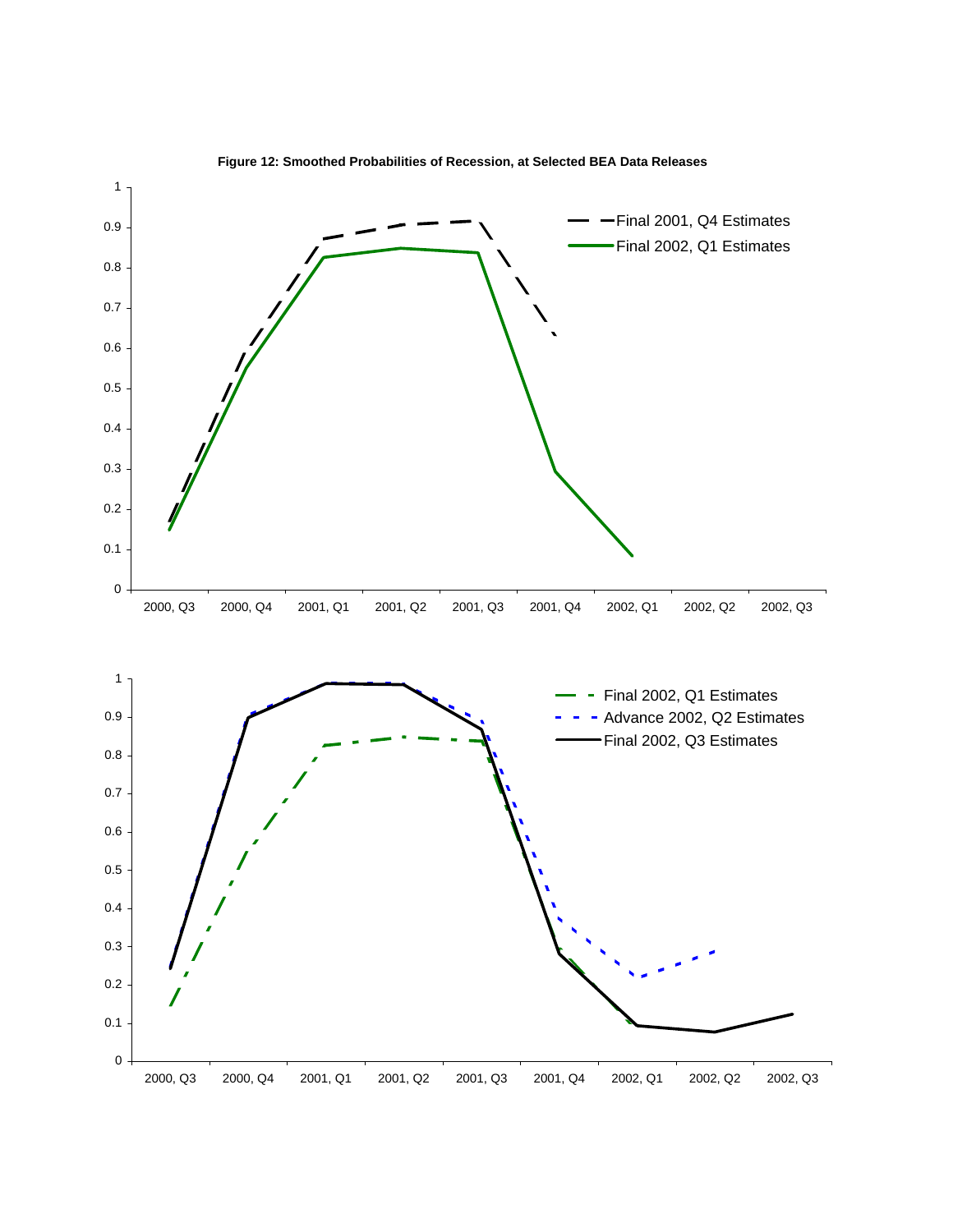**Figure 12: Smoothed Probabilities of Recession, at Selected BEA Data Releases**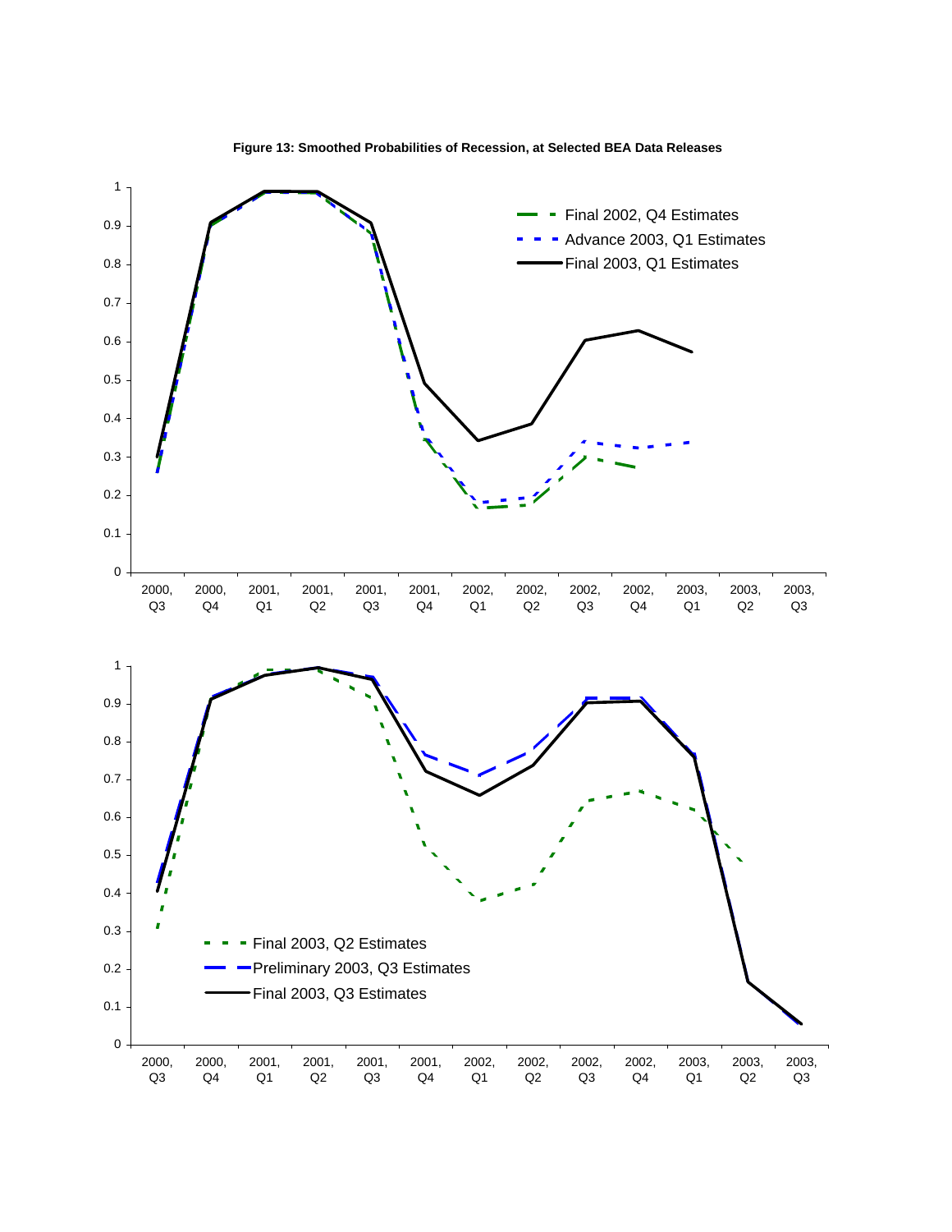**Figure 13: Smoothed Probabilities of Recession, at Selected BEA Data Releases**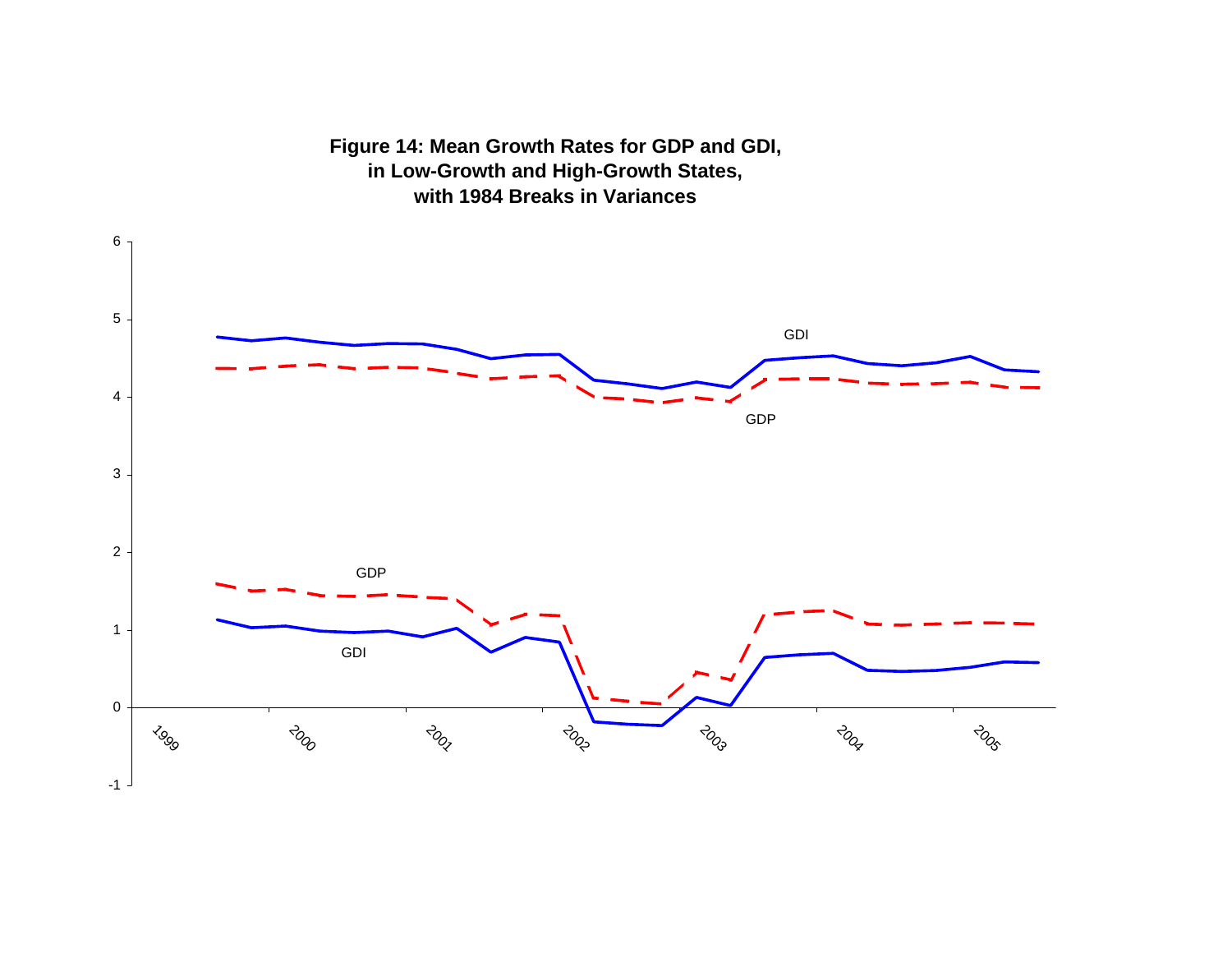**Figure 14: Mean Growth Rates for GDP and GDI, in Low-Growth and High-Growth States, with 1984 Breaks in Variances**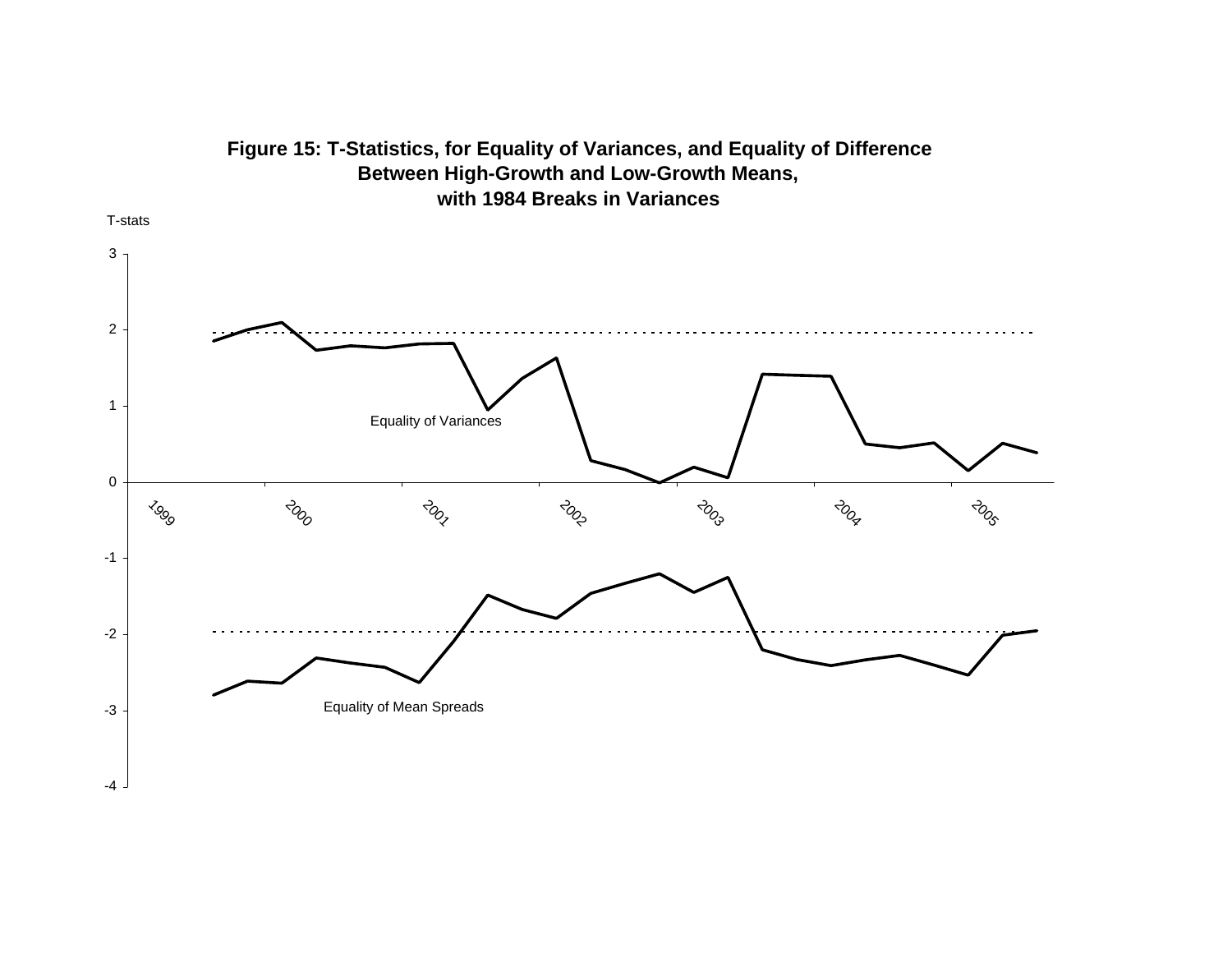**Figure 15: T-Statistics, for Equality of Variances, and Equality of Difference Between High-Growth and Low-Growth Means, with 1984 Breaks in Variances**

T-stats

Equality of Variances

Equality of Mean Spreads

1999, 2000, 2001, 2002, 2003, 2004, 2005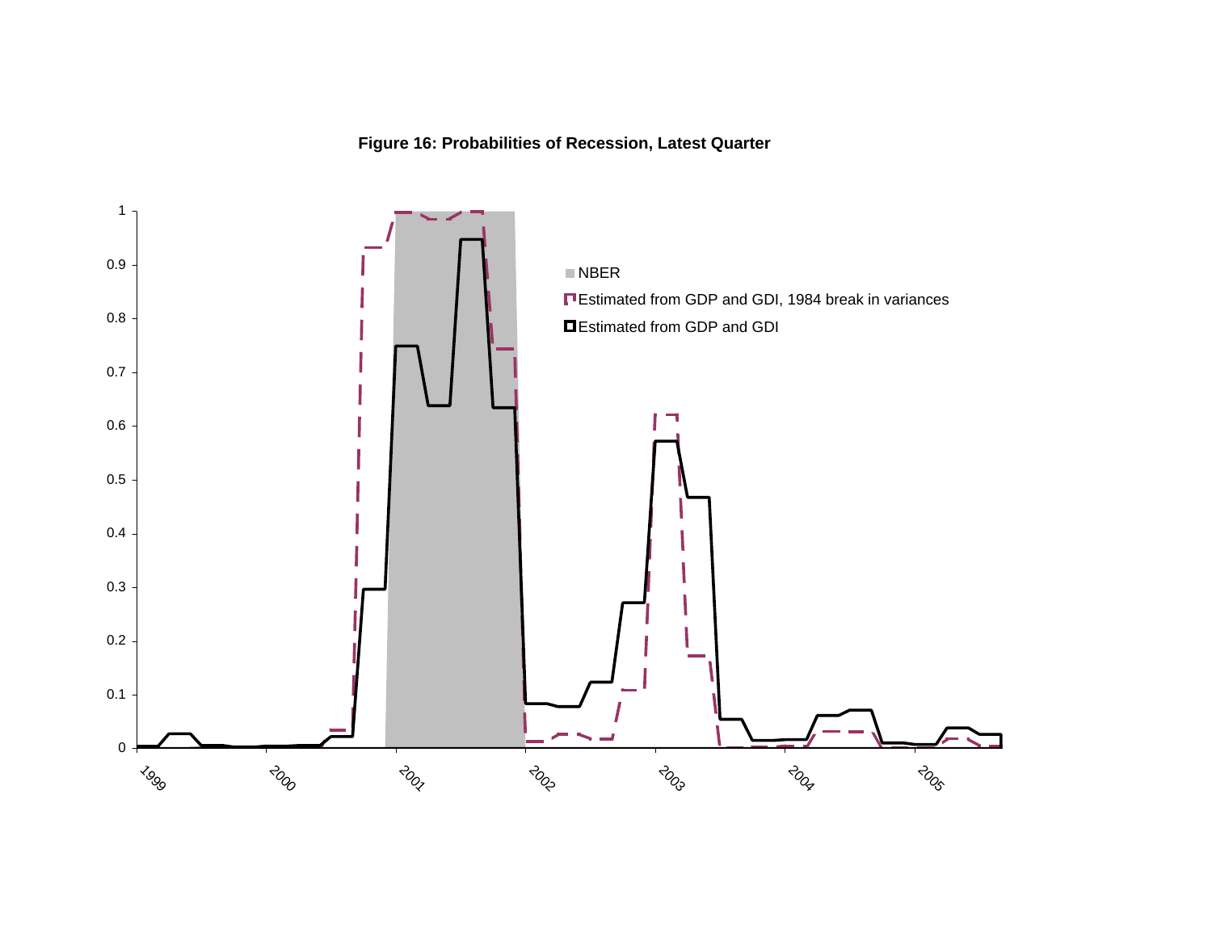**Figure 16: Probabilities of Recession, Latest Quarter**

1
0.9
0.8
0.7
0.6
0.5
0.4
0.3
0.2
0.1
0

1999
2000
2001
2002
2003
2004
2005

NBER
Estimated from GDP and GDI, 1984 break in variances
Estimated from GDP and GDI